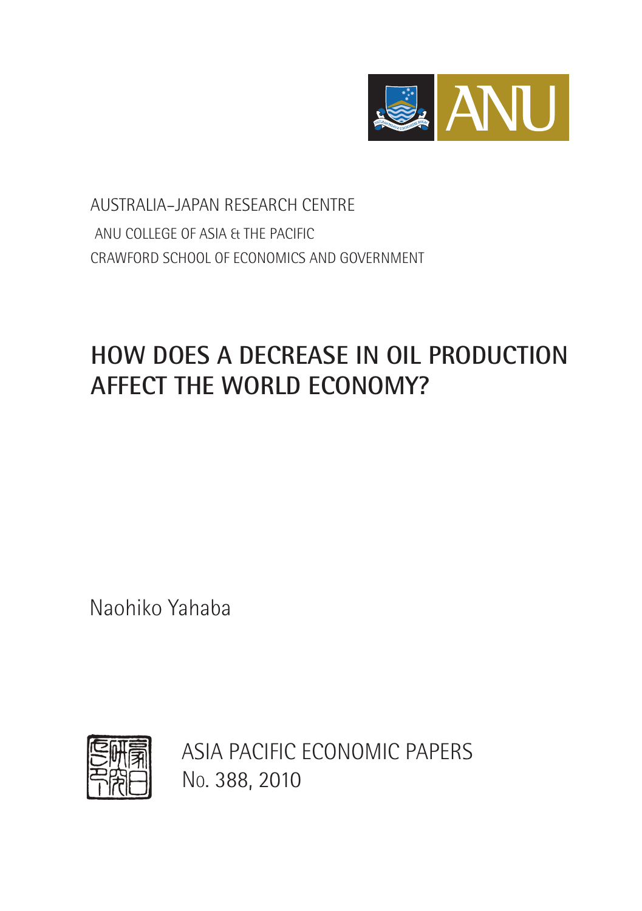ANU

AUSTRALIA–JAPAN RESEARCH CENTRE

ANU COLLEGE OF ASIA & THE PACIFIC

CRAWFORD SCHOOL OF ECONOMICS AND GOVERNMENT

# HOW DOES A DECREASE IN OIL PRODUCTION AFFECT THE WORLD ECONOMY?

Naohiko Yahaba

ASIA PACIFIC ECONOMIC PAPERS

No. 388, 2010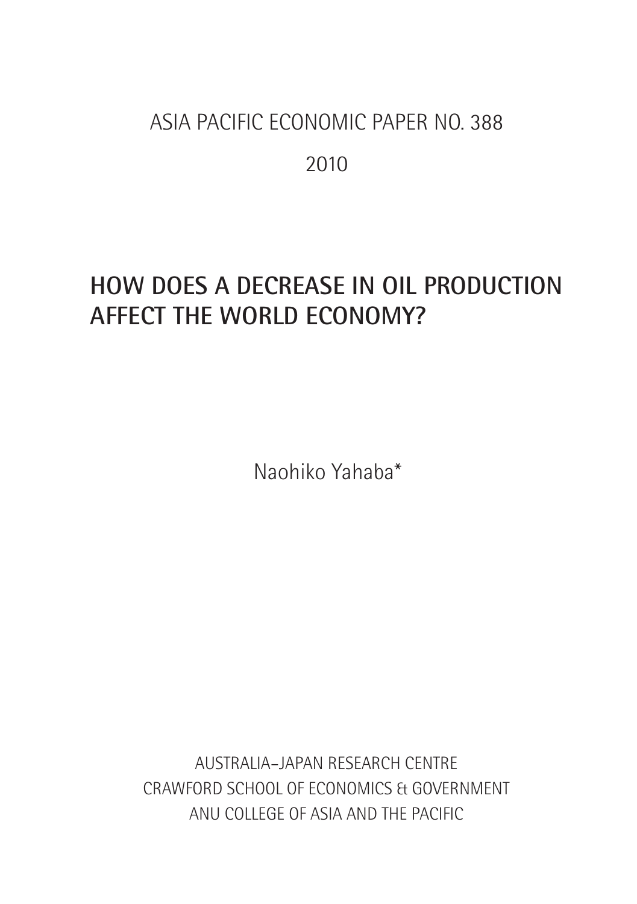ASIA PACIFIC ECONOMIC PAPER NO. 388

2010

# HOW DOES A DECREASE IN OIL PRODUCTION AFFECT THE WORLD ECONOMY?

Naohiko Yahaba*

AUSTRALIA–JAPAN RESEARCH CENTRE
CRAWFORD SCHOOL OF ECONOMICS & GOVERNMENT
ANU COLLEGE OF ASIA AND THE PACIFIC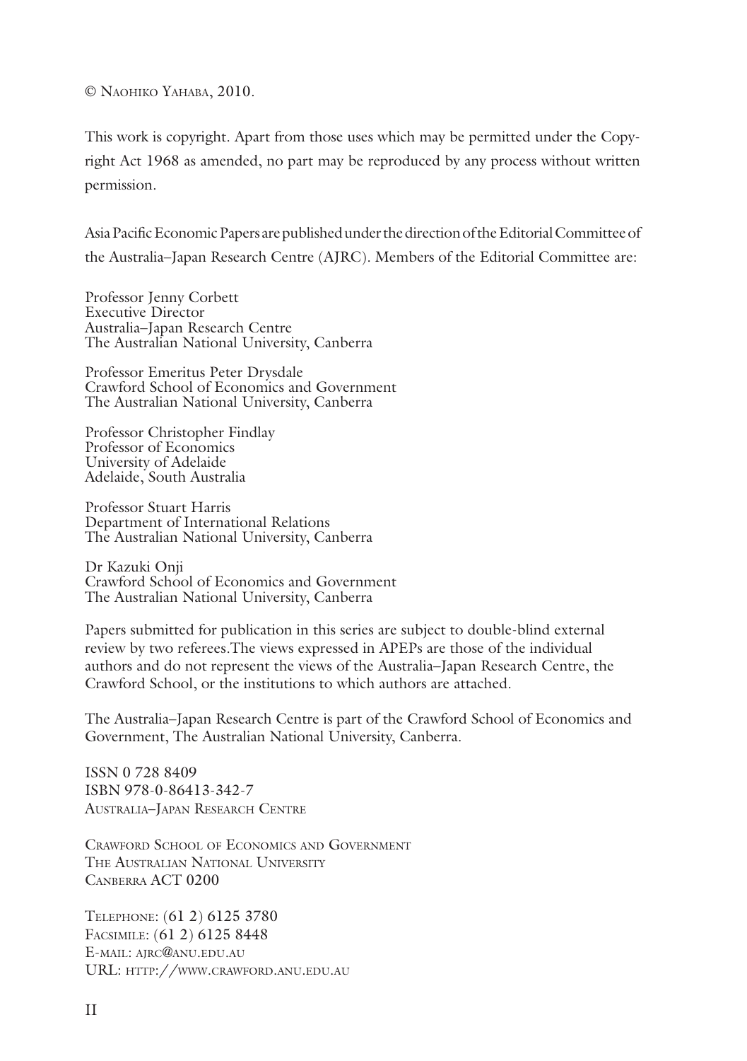© Naohiko Yahaba, 2010.

This work is copyright. Apart from those uses which may be permitted under the Copyright Act 1968 as amended, no part may be reproduced by any process without written permission.

Asia Pacific Economic Papers are published under the direction of the Editorial Committee of the Australia–Japan Research Centre (AJRC). Members of the Editorial Committee are:

Professor Jenny Corbett  
Executive Director  
Australia–Japan Research Centre  
The Australian National University, Canberra

Professor Emeritus Peter Drysdale  
Crawford School of Economics and Government  
The Australian National University, Canberra

Professor Christopher Findlay  
Professor of Economics  
University of Adelaide  
Adelaide, South Australia

Professor Stuart Harris  
Department of International Relations  
The Australian National University, Canberra

Dr Kazuki Onji  
Crawford School of Economics and Government  
The Australian National University, Canberra

Papers submitted for publication in this series are subject to double-blind external review by two referees.The views expressed in APEPs are those of the individual authors and do not represent the views of the Australia–Japan Research Centre, the Crawford School, or the institutions to which authors are attached.

The Australia–Japan Research Centre is part of the Crawford School of Economics and Government, The Australian National University, Canberra.

ISSN 0 728 8409  
ISBN 978-0-86413-342-7  
Australia–Japan Research Centre

Crawford School of Economics and Government  
The Australian National University  
Canberra ACT 0200

Telephone: (61 2) 6125 3780  
Facsimile: (61 2) 6125 8448  
E-mail: ajrc@anu.edu.au  
URL: http://www.crawford.anu.edu.au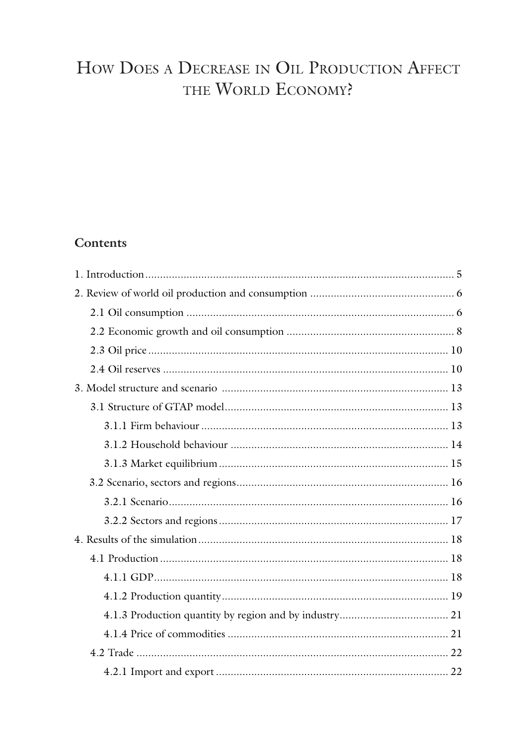# How Does a Decrease in Oil Production Affect the World Economy?

## Contents

1. Introduction ........ 5
2. Review of world oil production and consumption ........ 6
    - 2.1 Oil consumption ........ 6
    - 2.2 Economic growth and oil consumption ........ 8
    - 2.3 Oil price ........ 10
    - 2.4 Oil reserves ........ 10
3. Model structure and scenario ........ 13
    - 3.1 Structure of GTAP model ........ 13
        - 3.1.1 Firm behaviour ........ 13
        - 3.1.2 Household behaviour ........ 14
        - 3.1.3 Market equilibrium ........ 15
    - 3.2 Scenario, sectors and regions ........ 16
        - 3.2.1 Scenario ........ 16
        - 3.2.2 Sectors and regions ........ 17
4. Results of the simulation ........ 18
    - 4.1 Production ........ 18
        - 4.1.1 GDP ........ 18
        - 4.1.2 Production quantity ........ 19
        - 4.1.3 Production quantity by region and by industry ........ 21
        - 4.1.4 Price of commodities ........ 21
    - 4.2 Trade ........ 22
        - 4.2.1 Import and export ........ 22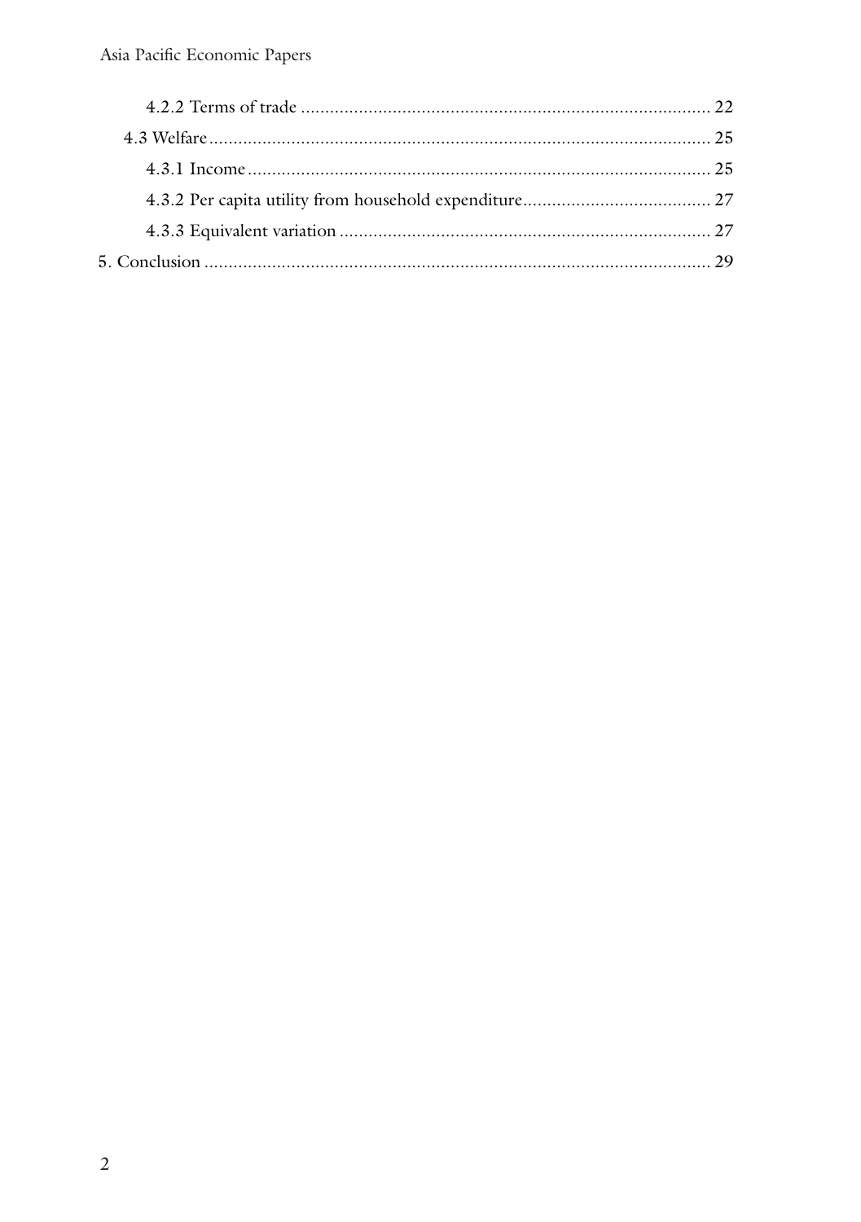4.2.2 Terms of trade ........................................................................................ 22

4.3 Welfare ........................................................................................................ 25

4.3.1 Income ..................................................................................................... 25

4.3.2 Per capita utility from household expenditure ........................................ 27

4.3.3 Equivalent variation ................................................................................ 27

5. Conclusion ..................................................................................................... 29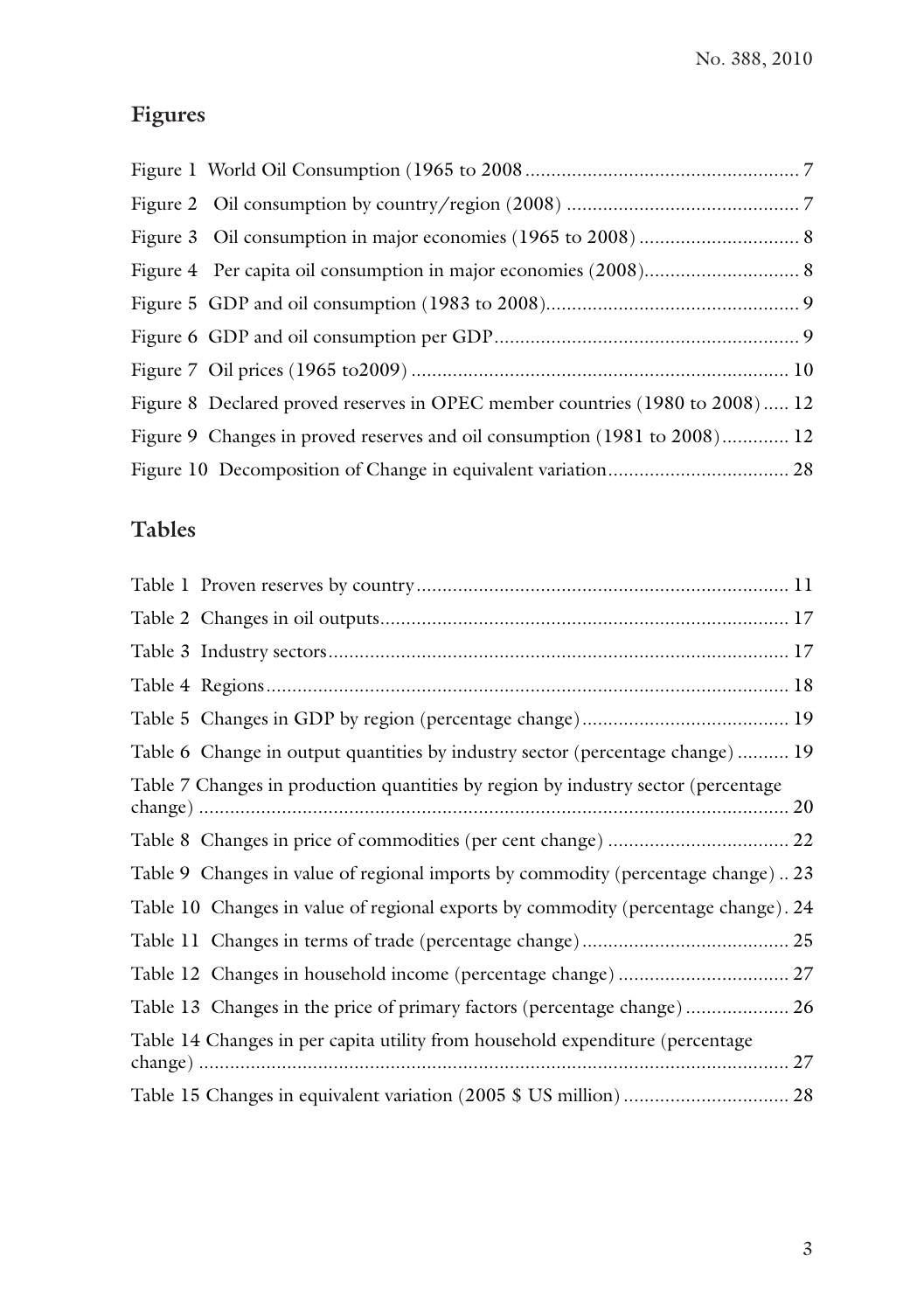## Figures

Figure 1 World Oil Consumption (1965 to 2008 ..................................................... 7

Figure 2 Oil consumption by country/region (2008) ............................................. 7

Figure 3 Oil consumption in major economies (1965 to 2008) ............................... 8

Figure 4 Per capita oil consumption in major economies (2008)............................. 8

Figure 5 GDP and oil consumption (1983 to 2008)................................................. 9

Figure 6 GDP and oil consumption per GDP........................................................... 9

Figure 7 Oil prices (1965 to2009) ........................................................................ 10

Figure 8 Declared proved reserves in OPEC member countries (1980 to 2008)..... 12

Figure 9 Changes in proved reserves and oil consumption (1981 to 2008)............ 12

Figure 10 Decomposition of Change in equivalent variation.................................. 28

## Tables

Table 1 Proven reserves by country....................................................................... 11

Table 2 Changes in oil outputs.............................................................................. 17

Table 3 Industry sectors........................................................................................ 17

Table 4 Regions.................................................................................................... 18

Table 5 Changes in GDP by region (percentage change)........................................ 19

Table 6 Change in output quantities by industry sector (percentage change) .......... 19

Table 7 Changes in production quantities by region by industry sector (percentage change) ................................................................................................................. 20

Table 8 Changes in price of commodities (per cent change) ................................... 22

Table 9 Changes in value of regional imports by commodity (percentage change) .. 23

Table 10 Changes in value of regional exports by commodity (percentage change). 24

Table 11 Changes in terms of trade (percentage change)......................................... 25

Table 12 Changes in household income (percentage change) ................................. 27

Table 13 Changes in the price of primary factors (percentage change) .................... 26

Table 14 Changes in per capita utility from household expenditure (percentage change) ................................................................................................................. 27

Table 15 Changes in equivalent variation (2005 $ US million) ................................ 28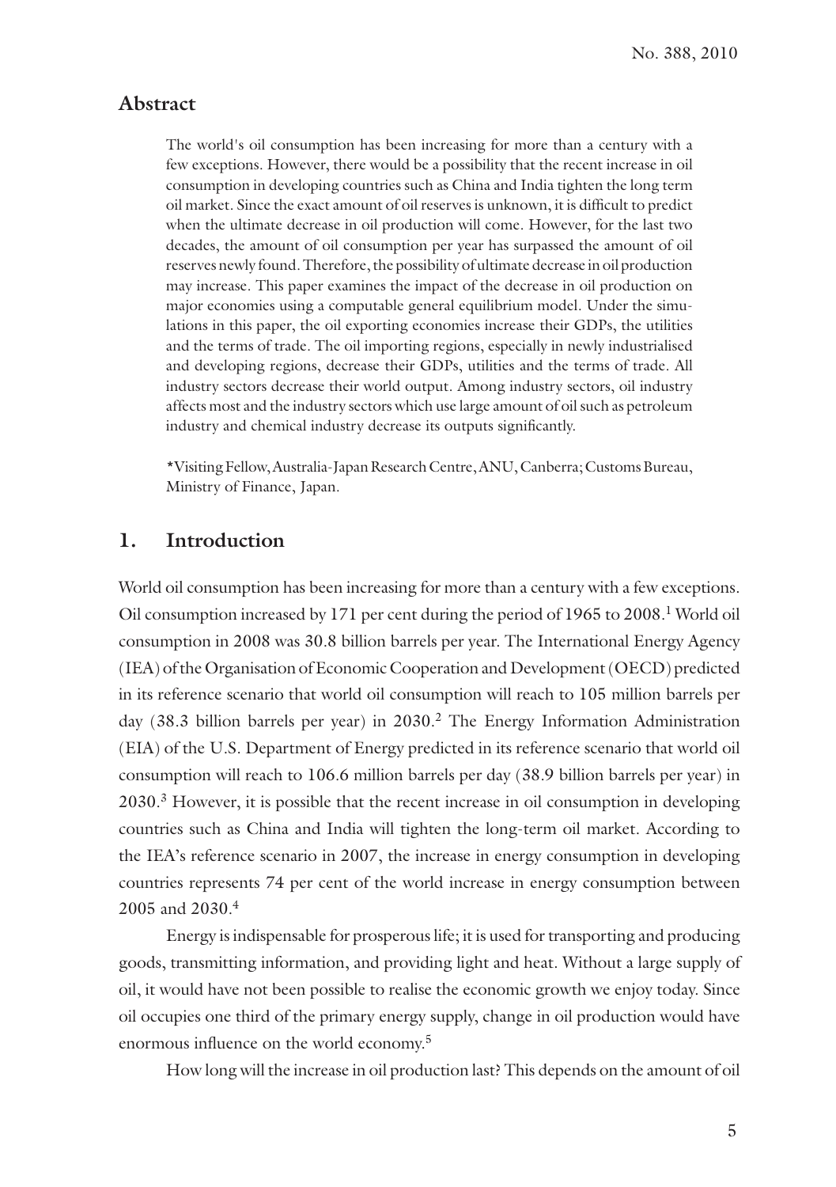## Abstract

> The world's oil consumption has been increasing for more than a century with a few exceptions. However, there would be a possibility that the recent increase in oil consumption in developing countries such as China and India tighten the long term oil market. Since the exact amount of oil reserves is unknown, it is difficult to predict when the ultimate decrease in oil production will come. However, for the last two decades, the amount of oil consumption per year has surpassed the amount of oil reserves newly found. Therefore, the possibility of ultimate decrease in oil production may increase. This paper examines the impact of the decrease in oil production on major economies using a computable general equilibrium model. Under the simulations in this paper, the oil exporting economies increase their GDPs, the utilities and the terms of trade. The oil importing regions, especially in newly industrialised and developing regions, decrease their GDPs, utilities and the terms of trade. All industry sectors decrease their world output. Among industry sectors, oil industry affects most and the industry sectors which use large amount of oil such as petroleum industry and chemical industry decrease its outputs significantly.
>
> *Visiting Fellow, Australia-Japan Research Centre, ANU, Canberra; Customs Bureau, Ministry of Finance, Japan.

## 1. Introduction

World oil consumption has been increasing for more than a century with a few exceptions. Oil consumption increased by 171 per cent during the period of 1965 to 2008.[1] World oil consumption in 2008 was 30.8 billion barrels per year. The International Energy Agency (IEA) of the Organisation of Economic Cooperation and Development (OECD) predicted in its reference scenario that world oil consumption will reach to 105 million barrels per day (38.3 billion barrels per year) in 2030.[2] The Energy Information Administration (EIA) of the U.S. Department of Energy predicted in its reference scenario that world oil consumption will reach to 106.6 million barrels per day (38.9 billion barrels per year) in 2030.[3] However, it is possible that the recent increase in oil consumption in developing countries such as China and India will tighten the long-term oil market. According to the IEA's reference scenario in 2007, the increase in energy consumption in developing countries represents 74 per cent of the world increase in energy consumption between 2005 and 2030.[4]

Energy is indispensable for prosperous life; it is used for transporting and producing goods, transmitting information, and providing light and heat. Without a large supply of oil, it would have not been possible to realise the economic growth we enjoy today. Since oil occupies one third of the primary energy supply, change in oil production would have enormous influence on the world economy.[5]

How long will the increase in oil production last? This depends on the amount of oil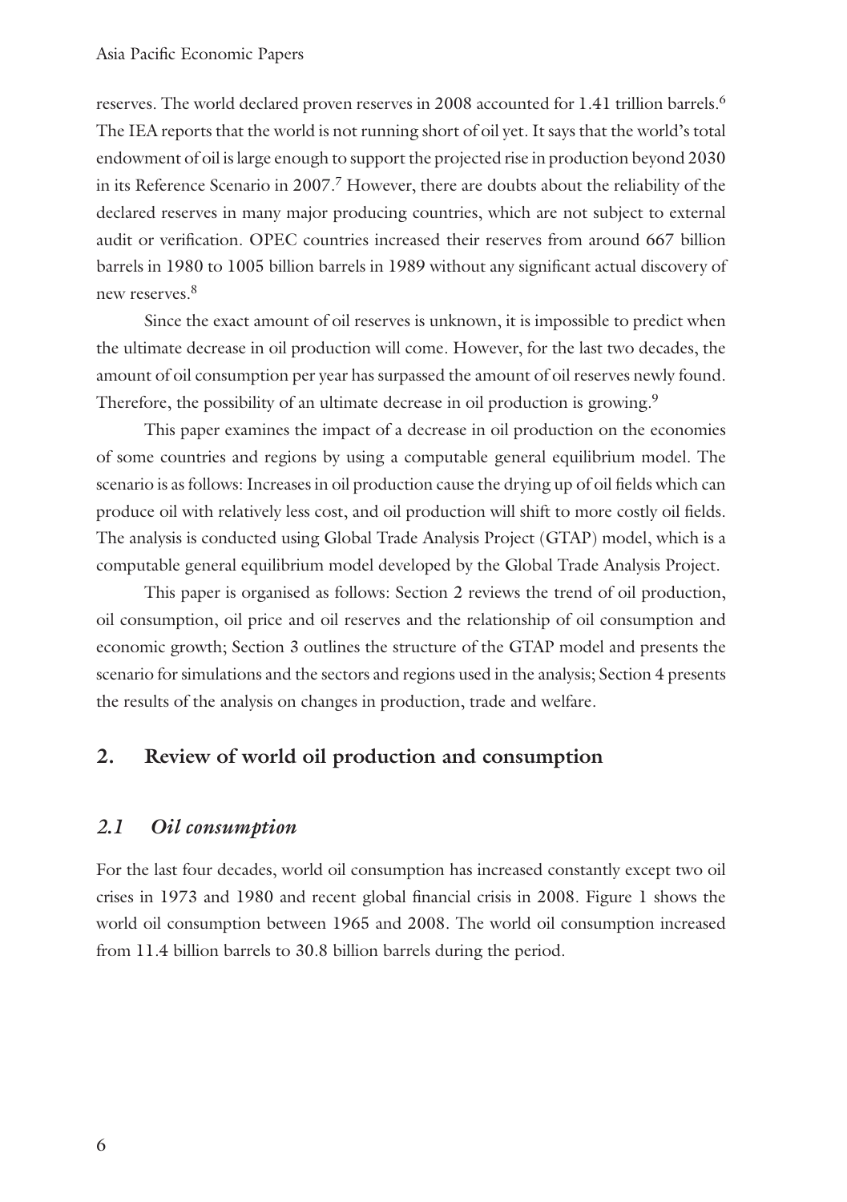reserves. The world declared proven reserves in 2008 accounted for 1.41 trillion barrels.[6] The IEA reports that the world is not running short of oil yet. It says that the world's total endowment of oil is large enough to support the projected rise in production beyond 2030 in its Reference Scenario in 2007.[7] However, there are doubts about the reliability of the declared reserves in many major producing countries, which are not subject to external audit or verification. OPEC countries increased their reserves from around 667 billion barrels in 1980 to 1005 billion barrels in 1989 without any significant actual discovery of new reserves.[8]

Since the exact amount of oil reserves is unknown, it is impossible to predict when the ultimate decrease in oil production will come. However, for the last two decades, the amount of oil consumption per year has surpassed the amount of oil reserves newly found. Therefore, the possibility of an ultimate decrease in oil production is growing.[9]

This paper examines the impact of a decrease in oil production on the economies of some countries and regions by using a computable general equilibrium model. The scenario is as follows: Increases in oil production cause the drying up of oil fields which can produce oil with relatively less cost, and oil production will shift to more costly oil fields. The analysis is conducted using Global Trade Analysis Project (GTAP) model, which is a computable general equilibrium model developed by the Global Trade Analysis Project.

This paper is organised as follows: Section 2 reviews the trend of oil production, oil consumption, oil price and oil reserves and the relationship of oil consumption and economic growth; Section 3 outlines the structure of the GTAP model and presents the scenario for simulations and the sectors and regions used in the analysis; Section 4 presents the results of the analysis on changes in production, trade and welfare.

## 2. Review of world oil production and consumption

### *2.1 Oil consumption*

For the last four decades, world oil consumption has increased constantly except two oil crises in 1973 and 1980 and recent global financial crisis in 2008. Figure 1 shows the world oil consumption between 1965 and 2008. The world oil consumption increased from 11.4 billion barrels to 30.8 billion barrels during the period.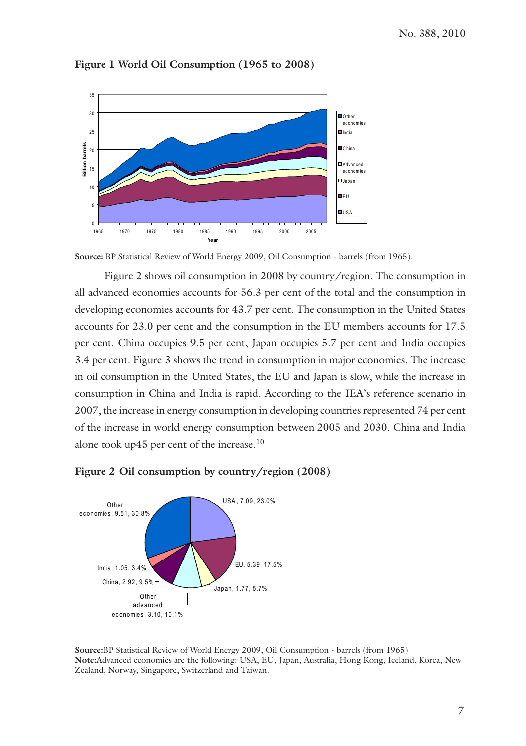**Figure 1 World Oil Consumption (1965 to 2008)**

**Source:** BP Statistical Review of World Energy 2009, Oil Consumption - barrels (from 1965).

Figure 2 shows oil consumption in 2008 by country/region. The consumption in all advanced economies accounts for 56.3 per cent of the total and the consumption in developing economies accounts for 43.7 per cent. The consumption in the United States accounts for 23.0 per cent and the consumption in the EU members accounts for 17.5 per cent. China occupies 9.5 per cent, Japan occupies 5.7 per cent and India occupies 3.4 per cent. Figure 3 shows the trend in consumption in major economies. The increase in oil consumption in the United States, the EU and Japan is slow, while the increase in consumption in China and India is rapid. According to the IEA's reference scenario in 2007, the increase in energy consumption in developing countries represented 74 per cent of the increase in world energy consumption between 2005 and 2030. China and India alone took up45 per cent of the increase.[10]

**Figure 2 Oil consumption by country/region (2008)**

**Source:** BP Statistical Review of World Energy 2009, Oil Consumption - barrels (from 1965)
**Note:** Advanced economies are the following: USA, EU, Japan, Australia, Hong Kong, Iceland, Korea, New Zealand, Norway, Singapore, Switzerland and Taiwan.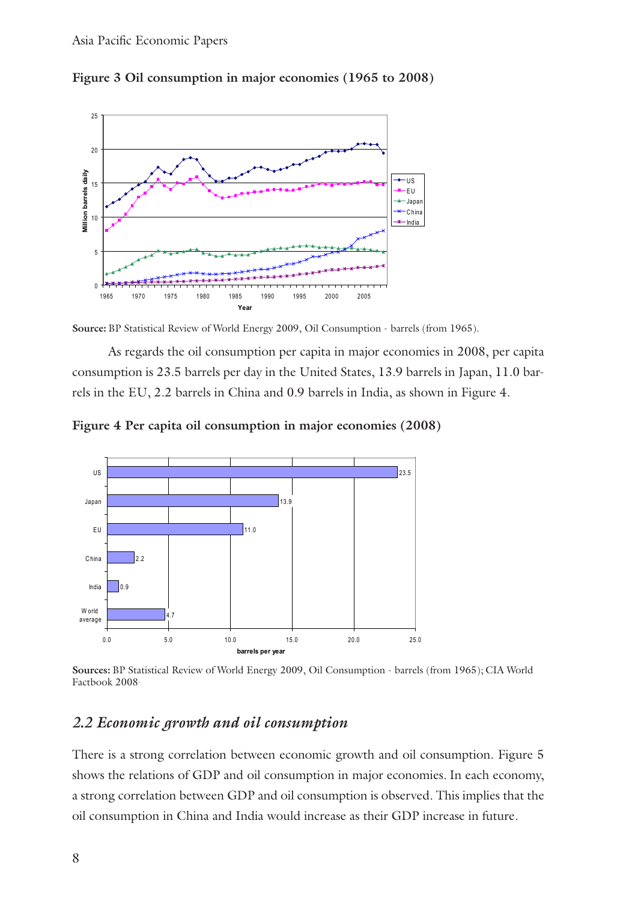**Figure 3 Oil consumption in major economies (1965 to 2008)**

**Source:** BP Statistical Review of World Energy 2009, Oil Consumption - barrels (from 1965).

As regards the oil consumption per capita in major economies in 2008, per capita consumption is 23.5 barrels per day in the United States, 13.9 barrels in Japan, 11.0 barrels in the EU, 2.2 barrels in China and 0.9 barrels in India, as shown in Figure 4.

**Figure 4 Per capita oil consumption in major economies (2008)**

**Sources:** BP Statistical Review of World Energy 2009, Oil Consumption - barrels (from 1965); CIA World Factbook 2008.

## *2.2 Economic growth and oil consumption*

There is a strong correlation between economic growth and oil consumption. Figure 5 shows the relations of GDP and oil consumption in major economies. In each economy, a strong correlation between GDP and oil consumption is observed. This implies that the oil consumption in China and India would increase as their GDP increase in future.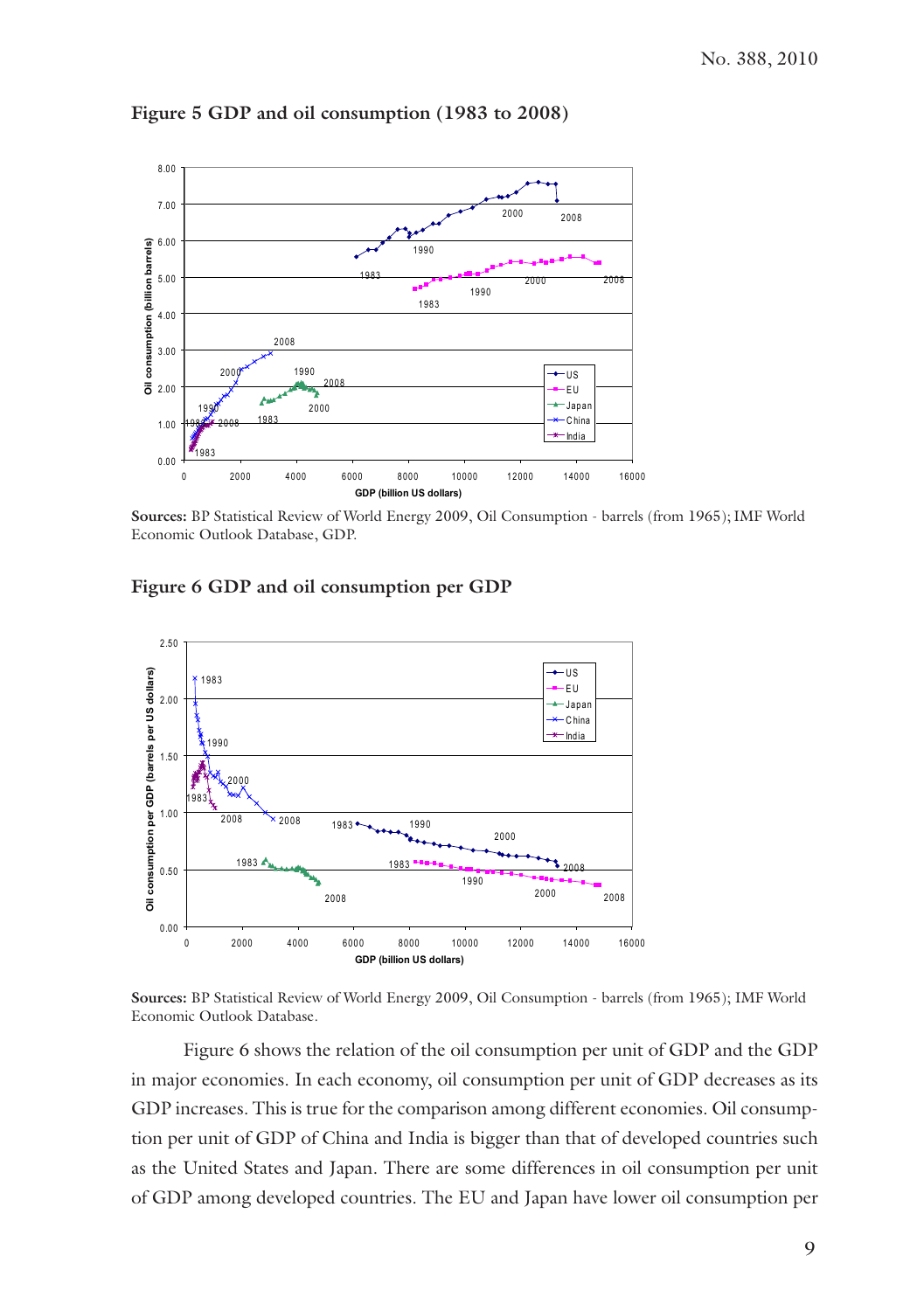**Figure 5 GDP and oil consumption (1983 to 2008)**

**Sources:** BP Statistical Review of World Energy 2009, Oil Consumption - barrels (from 1965); IMF World Economic Outlook Database, GDP.

**Figure 6 GDP and oil consumption per GDP**

**Sources:** BP Statistical Review of World Energy 2009, Oil Consumption - barrels (from 1965); IMF World Economic Outlook Database.

Figure 6 shows the relation of the oil consumption per unit of GDP and the GDP in major economies. In each economy, oil consumption per unit of GDP decreases as its GDP increases. This is true for the comparison among different economies. Oil consumption per unit of GDP of China and India is bigger than that of developed countries such as the United States and Japan. There are some differences in oil consumption per unit of GDP among developed countries. The EU and Japan have lower oil consumption per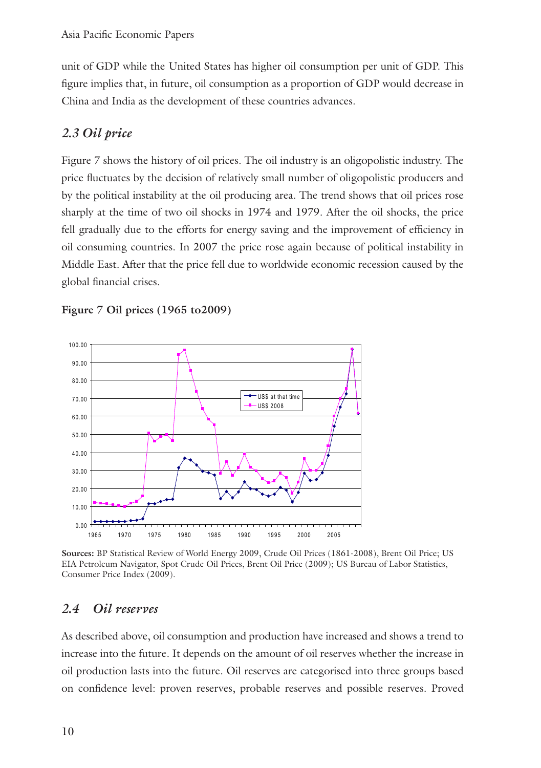unit of GDP while the United States has higher oil consumption per unit of GDP. This figure implies that, in future, oil consumption as a proportion of GDP would decrease in China and India as the development of these countries advances.

## *2.3 Oil price*

Figure 7 shows the history of oil prices. The oil industry is an oligopolistic industry. The price fluctuates by the decision of relatively small number of oligopolistic producers and by the political instability at the oil producing area. The trend shows that oil prices rose sharply at the time of two oil shocks in 1974 and 1979. After the oil shocks, the price fell gradually due to the efforts for energy saving and the improvement of efficiency in oil consuming countries. In 2007 the price rose again because of political instability in Middle East. After that the price fell due to worldwide economic recession caused by the global financial crises.

**Figure 7 Oil prices (1965 to2009)**

**Sources:** BP Statistical Review of World Energy 2009, Crude Oil Prices (1861-2008), Brent Oil Price; US EIA Petroleum Navigator, Spot Crude Oil Prices, Brent Oil Price (2009); US Bureau of Labor Statistics, Consumer Price Index (2009).

## *2.4 Oil reserves*

As described above, oil consumption and production have increased and shows a trend to increase into the future. It depends on the amount of oil reserves whether the increase in oil production lasts into the future. Oil reserves are categorised into three groups based on confidence level: proven reserves, probable reserves and possible reserves. Proved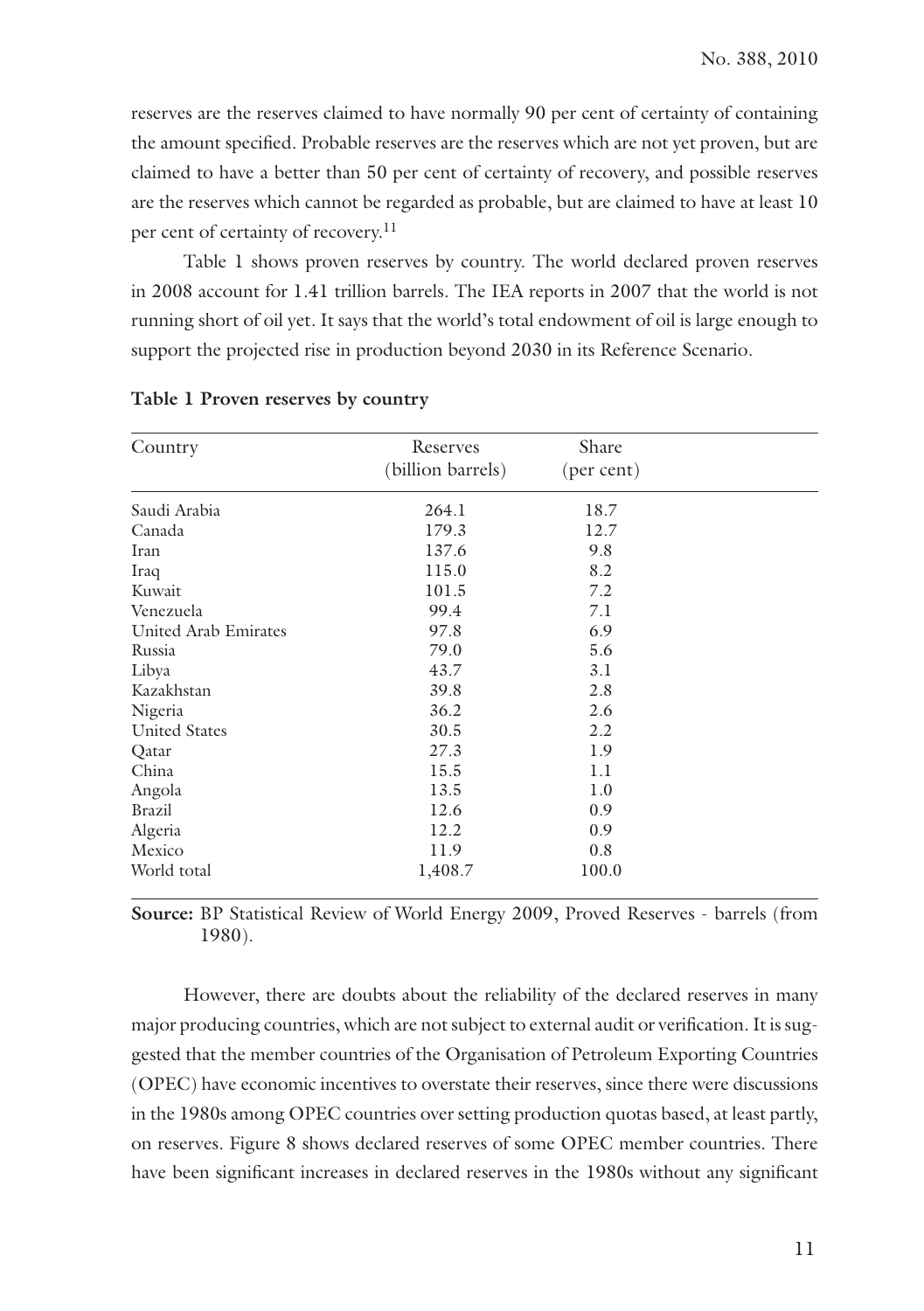reserves are the reserves claimed to have normally 90 per cent of certainty of containing the amount specified. Probable reserves are the reserves which are not yet proven, but are claimed to have a better than 50 per cent of certainty of recovery, and possible reserves are the reserves which cannot be regarded as probable, but are claimed to have at least 10 per cent of certainty of recovery.[11]

Table 1 shows proven reserves by country. The world declared proven reserves in 2008 account for 1.41 trillion barrels. The IEA reports in 2007 that the world is not running short of oil yet. It says that the world's total endowment of oil is large enough to support the projected rise in production beyond 2030 in its Reference Scenario.

**Table 1 Proven reserves by country**

| Country | Reserves (billion barrels) | Share (per cent) |
|---|---|---|
| Saudi Arabia | 264.1 | 18.7 |
| Canada | 179.3 | 12.7 |
| Iran | 137.6 | 9.8 |
| Iraq | 115.0 | 8.2 |
| Kuwait | 101.5 | 7.2 |
| Venezuela | 99.4 | 7.1 |
| United Arab Emirates | 97.8 | 6.9 |
| Russia | 79.0 | 5.6 |
| Libya | 43.7 | 3.1 |
| Kazakhstan | 39.8 | 2.8 |
| Nigeria | 36.2 | 2.6 |
| United States | 30.5 | 2.2 |
| Qatar | 27.3 | 1.9 |
| China | 15.5 | 1.1 |
| Angola | 13.5 | 1.0 |
| Brazil | 12.6 | 0.9 |
| Algeria | 12.2 | 0.9 |
| Mexico | 11.9 | 0.8 |
| World total | 1,408.7 | 100.0 |

**Source:** BP Statistical Review of World Energy 2009, Proved Reserves - barrels (from 1980).

However, there are doubts about the reliability of the declared reserves in many major producing countries, which are not subject to external audit or verification. It is suggested that the member countries of the Organisation of Petroleum Exporting Countries (OPEC) have economic incentives to overstate their reserves, since there were discussions in the 1980s among OPEC countries over setting production quotas based, at least partly, on reserves. Figure 8 shows declared reserves of some OPEC member countries. There have been significant increases in declared reserves in the 1980s without any significant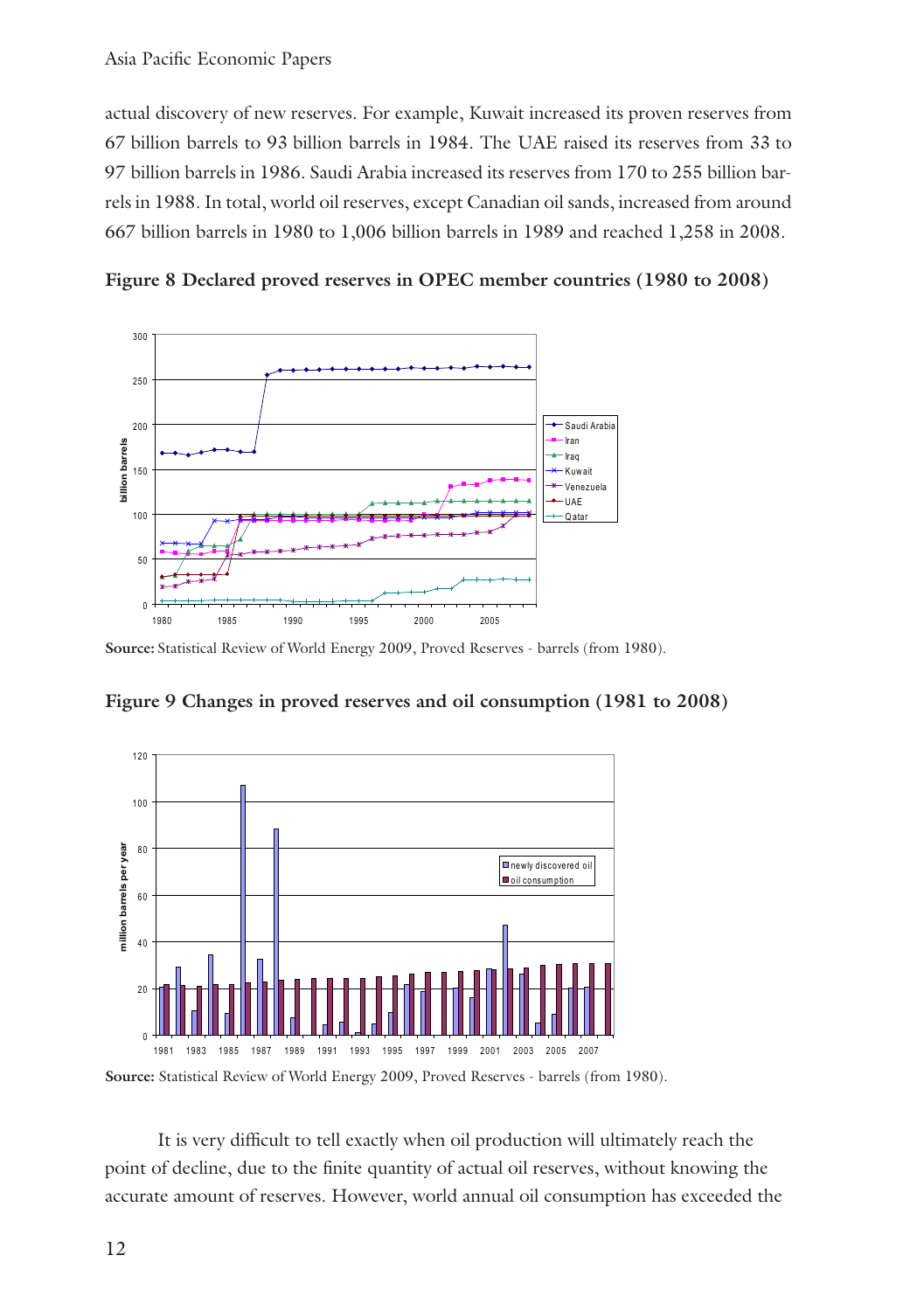actual discovery of new reserves. For example, Kuwait increased its proven reserves from 67 billion barrels to 93 billion barrels in 1984. The UAE raised its reserves from 33 to 97 billion barrels in 1986. Saudi Arabia increased its reserves from 170 to 255 billion barrels in 1988. In total, world oil reserves, except Canadian oil sands, increased from around 667 billion barrels in 1980 to 1,006 billion barrels in 1989 and reached 1,258 in 2008.

**Figure 8 Declared proved reserves in OPEC member countries (1980 to 2008)**

**Source:** Statistical Review of World Energy 2009, Proved Reserves - barrels (from 1980).

**Figure 9 Changes in proved reserves and oil consumption (1981 to 2008)**

**Source:** Statistical Review of World Energy 2009, Proved Reserves - barrels (from 1980).

It is very difficult to tell exactly when oil production will ultimately reach the point of decline, due to the finite quantity of actual oil reserves, without knowing the accurate amount of reserves. However, world annual oil consumption has exceeded the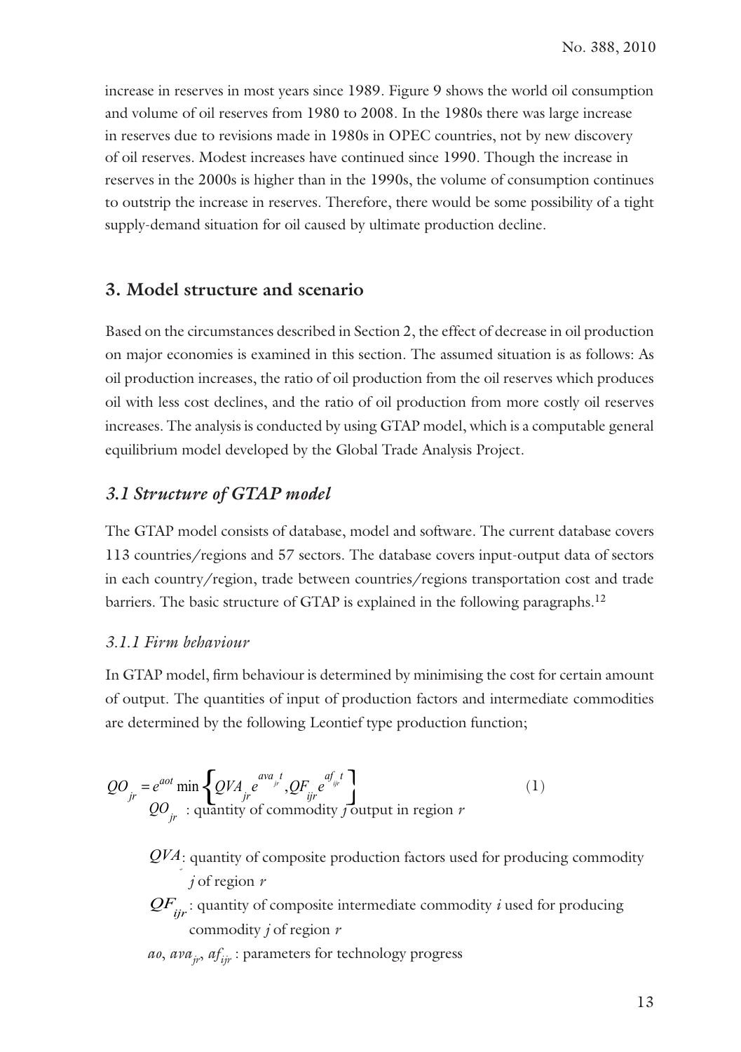increase in reserves in most years since 1989. Figure 9 shows the world oil consumption and volume of oil reserves from 1980 to 2008. In the 1980s there was large increase in reserves due to revisions made in 1980s in OPEC countries, not by new discovery of oil reserves. Modest increases have continued since 1990. Though the increase in reserves in the 2000s is higher than in the 1990s, the volume of consumption continues to outstrip the increase in reserves. Therefore, there would be some possibility of a tight supply-demand situation for oil caused by ultimate production decline.

## 3. Model structure and scenario

Based on the circumstances described in Section 2, the effect of decrease in oil production on major economies is examined in this section. The assumed situation is as follows: As oil production increases, the ratio of oil production from the oil reserves which produces oil with less cost declines, and the ratio of oil production from more costly oil reserves increases. The analysis is conducted by using GTAP model, which is a computable general equilibrium model developed by the Global Trade Analysis Project.

## *3.1 Structure of GTAP model*

The GTAP model consists of database, model and software. The current database covers 113 countries/regions and 57 sectors. The database covers input-output data of sectors in each country/region, trade between countries/regions transportation cost and trade barriers. The basic structure of GTAP is explained in the following paragraphs.[12]

### *3.1.1 Firm behaviour*

In GTAP model, firm behaviour is determined by minimising the cost for certain amount of output. The quantities of input of production factors and intermediate commodities are determined by the following Leontief type production function;

$$QO_{jr} = e^{aot} \min \left\{ QVA_{jr} e^{ava_{jr} t}, QF_{ijr} e^{af_{ijr} t} \right\} \tag{1}$$

$QO_{jr}$ : quantity of commodity $j$ output in region $r$

$QVA$: quantity of composite production factors used for producing commodity $j$ of region $r$

$QF_{ijr}$ : quantity of composite intermediate commodity $i$ used for producing commodity $j$ of region $r$

$ao$, $ava_{jr}$, $af_{ijr}$ : parameters for technology progress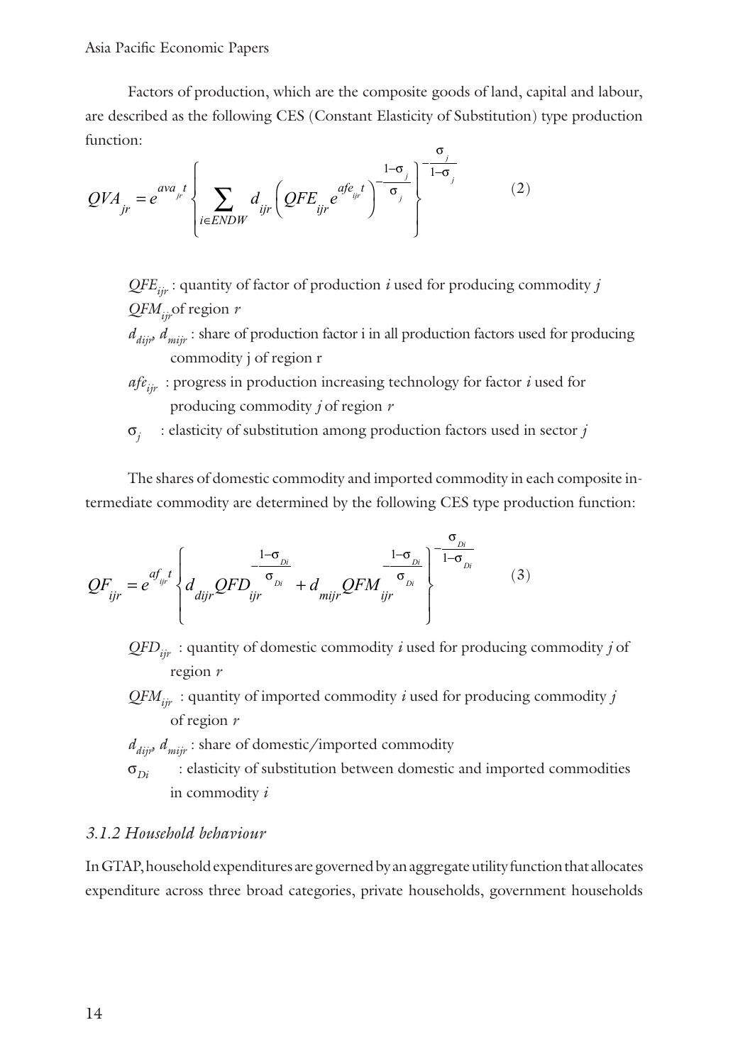Factors of production, which are the composite goods of land, capital and labour, are described as the following CES (Constant Elasticity of Substitution) type production function:

$$QVA_{jr} = e^{ava_{jr}t} \left\{ \sum_{i \in ENDW} d_{ijr} \left( QFE_{ijr} e^{afe_{ijr}t} \right)^{-\frac{1-\sigma_j}{\sigma_j}} \right\}^{-\frac{\sigma_j}{1-\sigma_j}} \quad (2)$$

$QFE_{ijr}$ : quantity of factor of production $i$ used for producing commodity $j$ $QFM_{ijr}$ of region $r$

$d_{dijr}$, $d_{mijr}$ : share of production factor i in all production factors used for producing commodity j of region r

$afe_{ijr}$ : progress in production increasing technology for factor $i$ used for producing commodity $j$ of region $r$

$\sigma_j$ : elasticity of substitution among production factors used in sector $j$

The shares of domestic commodity and imported commodity in each composite intermediate commodity are determined by the following CES type production function:

$$QF_{ijr} = e^{af_{ijr}t} \left\{ d_{dijr} QFD_{ijr}^{-\frac{1-\sigma_{Di}}{\sigma_{Di}}} + d_{mijr} QFM_{ijr}^{-\frac{1-\sigma_{Di}}{\sigma_{Di}}} \right\}^{-\frac{\sigma_{Di}}{1-\sigma_{Di}}} \quad (3)$$

$QFD_{ijr}$ : quantity of domestic commodity $i$ used for producing commodity $j$ of region $r$

$QFM_{ijr}$ : quantity of imported commodity $i$ used for producing commodity $j$ of region $r$

$d_{dijr}$, $d_{mijr}$ : share of domestic/imported commodity

$\sigma_{Di}$ : elasticity of substitution between domestic and imported commodities in commodity $i$

### *3.1.2 Household behaviour*

In GTAP, household expenditures are governed by an aggregate utility function that allocates expenditure across three broad categories, private households, government households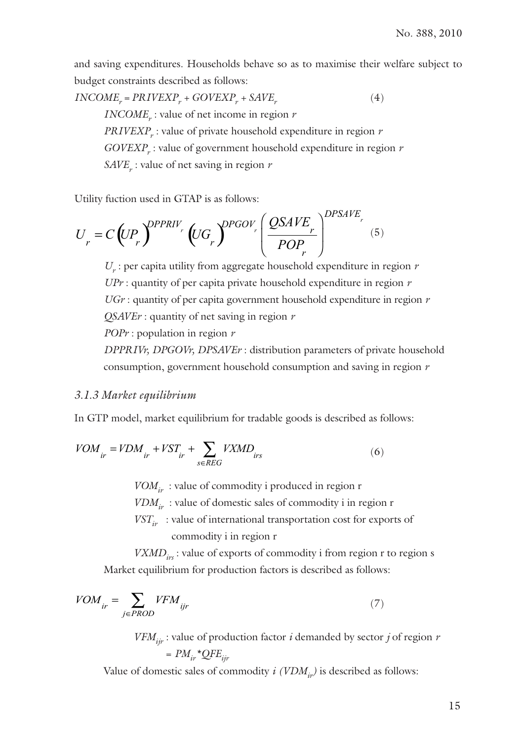and saving expenditures. Households behave so as to maximise their welfare subject to budget constraints described as follows:

$$INCOME_r = PRIVEXP_r + GOVEXP_r + SAVE_r \qquad (4)$$

$INCOME_r$ : value of net income in region $r$

$PRIVEXP_r$ : value of private household expenditure in region $r$

$GOVEXP_r$ : value of government household expenditure in region $r$

$SAVE_r$ : value of net saving in region $r$

Utility fuction used in GTAP is as follows:

$$U_r = C\left(UP_r\right)^{DPPRIV_r}\left(UG_r\right)^{DPGOV_r}\left(\frac{QSAVE_r}{POP_r}\right)^{DPSAVE_r} \qquad (5)$$

$U_r$ : per capita utility from aggregate household expenditure in region $r$

$UPr$ : quantity of per capita private household expenditure in region $r$

$UGr$ : quantity of per capita government household expenditure in region $r$

$QSAVEr$ : quantity of net saving in region $r$

$POPr$ : population in region $r$

$DPPRIVr$, $DPGOVr$, $DPSAVEr$ : distribution parameters of private household consumption, government household consumption and saving in region $r$

### *3.1.3 Market equilibrium*

In GTP model, market equilibrium for tradable goods is described as follows:

$$VOM_{ir} = VDM_{ir} + VST_{ir} + \sum_{s \in REG} VXMD_{irs} \qquad (6)$$

$VOM_{ir}$ : value of commodity i produced in region r

$VDM_{ir}$ : value of domestic sales of commodity i in region r

$VST_{ir}$ : value of international transportation cost for exports of commodity i in region r

$VXMD_{irs}$ : value of exports of commodity i from region r to region s

Market equilibrium for production factors is described as follows:

$$VOM_{ir} = \sum_{j \in PROD} VFM_{ijr} \qquad (7)$$

$VFM_{ijr}$ : value of production factor $i$ demanded by sector $j$ of region $r$ $= PM_{ir} * QFE_{ijr}$

Value of domestic sales of commodity $i$ ($VDM_{ir}$) is described as follows: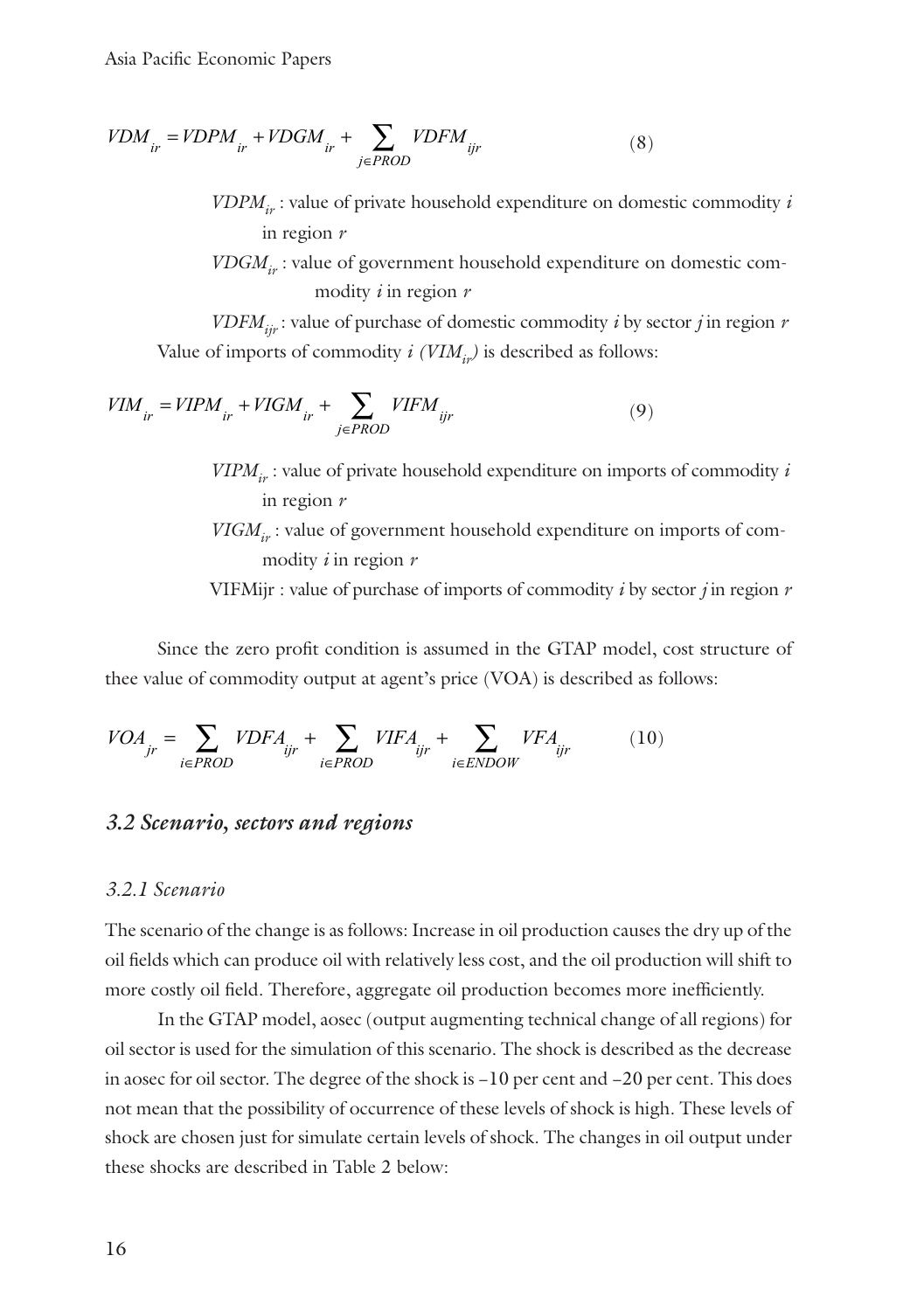$$VDM_{ir} = VDPM_{ir} + VDGM_{ir} + \sum_{j \in PROD} VDFM_{ijr} \tag{8}$$

$VDPM_{ir}$ : value of private household expenditure on domestic commodity $i$ in region $r$

$VDGM_{ir}$ : value of government household expenditure on domestic commodity $i$ in region $r$

$VDFM_{ijr}$ : value of purchase of domestic commodity $i$ by sector $j$ in region $r$

Value of imports of commodity $i$ $(VIM_{ir})$ is described as follows:

$$VIM_{ir} = VIPM_{ir} + VIGM_{ir} + \sum_{j \in PROD} VIFM_{ijr} \tag{9}$$

$VIPM_{ir}$ : value of private household expenditure on imports of commodity $i$ in region $r$

$VIGM_{ir}$ : value of government household expenditure on imports of commodity $i$ in region $r$

VIFMijr : value of purchase of imports of commodity $i$ by sector $j$ in region $r$

Since the zero profit condition is assumed in the GTAP model, cost structure of thee value of commodity output at agent's price (VOA) is described as follows:

$$VOA_{jr} = \sum_{i \in PROD} VDFA_{ijr} + \sum_{i \in PROD} VIFA_{ijr} + \sum_{i \in ENDOW} VFA_{ijr} \tag{10}$$

## *3.2 Scenario, sectors and regions*

### *3.2.1 Scenario*

The scenario of the change is as follows: Increase in oil production causes the dry up of the oil fields which can produce oil with relatively less cost, and the oil production will shift to more costly oil field. Therefore, aggregate oil production becomes more inefficiently.

In the GTAP model, aosec (output augmenting technical change of all regions) for oil sector is used for the simulation of this scenario. The shock is described as the decrease in aosec for oil sector. The degree of the shock is –10 per cent and –20 per cent. This does not mean that the possibility of occurrence of these levels of shock is high. These levels of shock are chosen just for simulate certain levels of shock. The changes in oil output under these shocks are described in Table 2 below: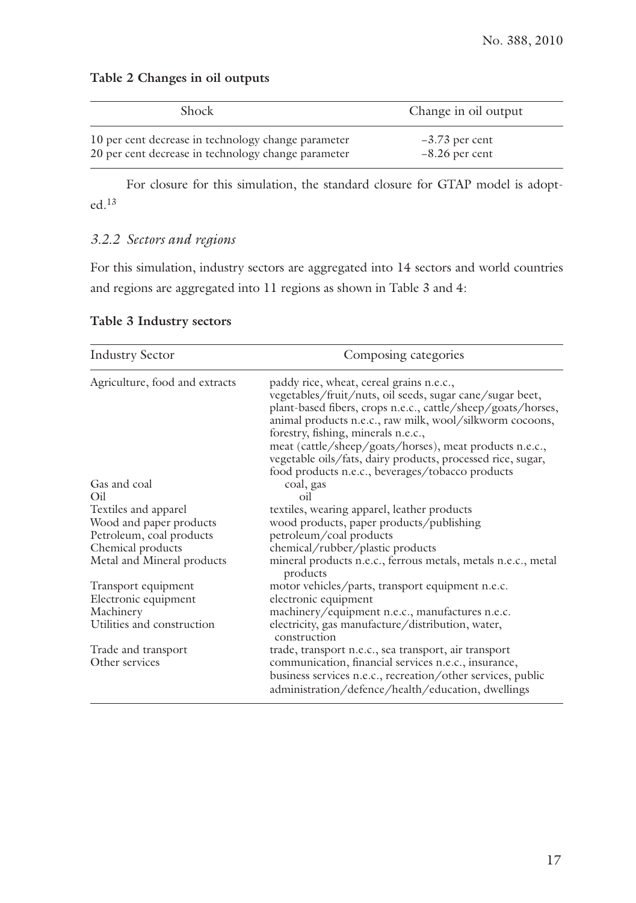**Table 2 Changes in oil outputs**

| Shock | Change in oil output |
|---|---|
| 10 per cent decrease in technology change parameter | –3.73 per cent |
| 20 per cent decrease in technology change parameter | –8.26 per cent |

For closure for this simulation, the standard closure for GTAP model is adopted.[13]

### *3.2.2 Sectors and regions*

For this simulation, industry sectors are aggregated into 14 sectors and world countries and regions are aggregated into 11 regions as shown in Table 3 and 4:

**Table 3 Industry sectors**

| Industry Sector | Composing categories |
|---|---|
| Agriculture, food and extracts | paddy rice, wheat, cereal grains n.e.c., vegetables/fruit/nuts, oil seeds, sugar cane/sugar beet, plant-based fibers, crops n.e.c., cattle/sheep/goats/horses, animal products n.e.c., raw milk, wool/silkworm cocoons, forestry, fishing, minerals n.e.c., meat (cattle/sheep/goats/horses), meat products n.e.c., vegetable oils/fats, dairy products, processed rice, sugar, food products n.e.c., beverages/tobacco products |
| Gas and coal | coal, gas |
| Oil | oil |
| Textiles and apparel | textiles, wearing apparel, leather products |
| Wood and paper products | wood products, paper products/publishing |
| Petroleum, coal products | petroleum/coal products |
| Chemical products | chemical/rubber/plastic products |
| Metal and Mineral products | mineral products n.e.c., ferrous metals, metals n.e.c., metal products |
| Transport equipment | motor vehicles/parts, transport equipment n.e.c. |
| Electronic equipment | electronic equipment |
| Machinery | machinery/equipment n.e.c., manufactures n.e.c. |
| Utilities and construction | electricity, gas manufacture/distribution, water, construction |
| Trade and transport | trade, transport n.e.c., sea transport, air transport |
| Other services | communication, financial services n.e.c., insurance, business services n.e.c., recreation/other services, public administration/defence/health/education, dwellings |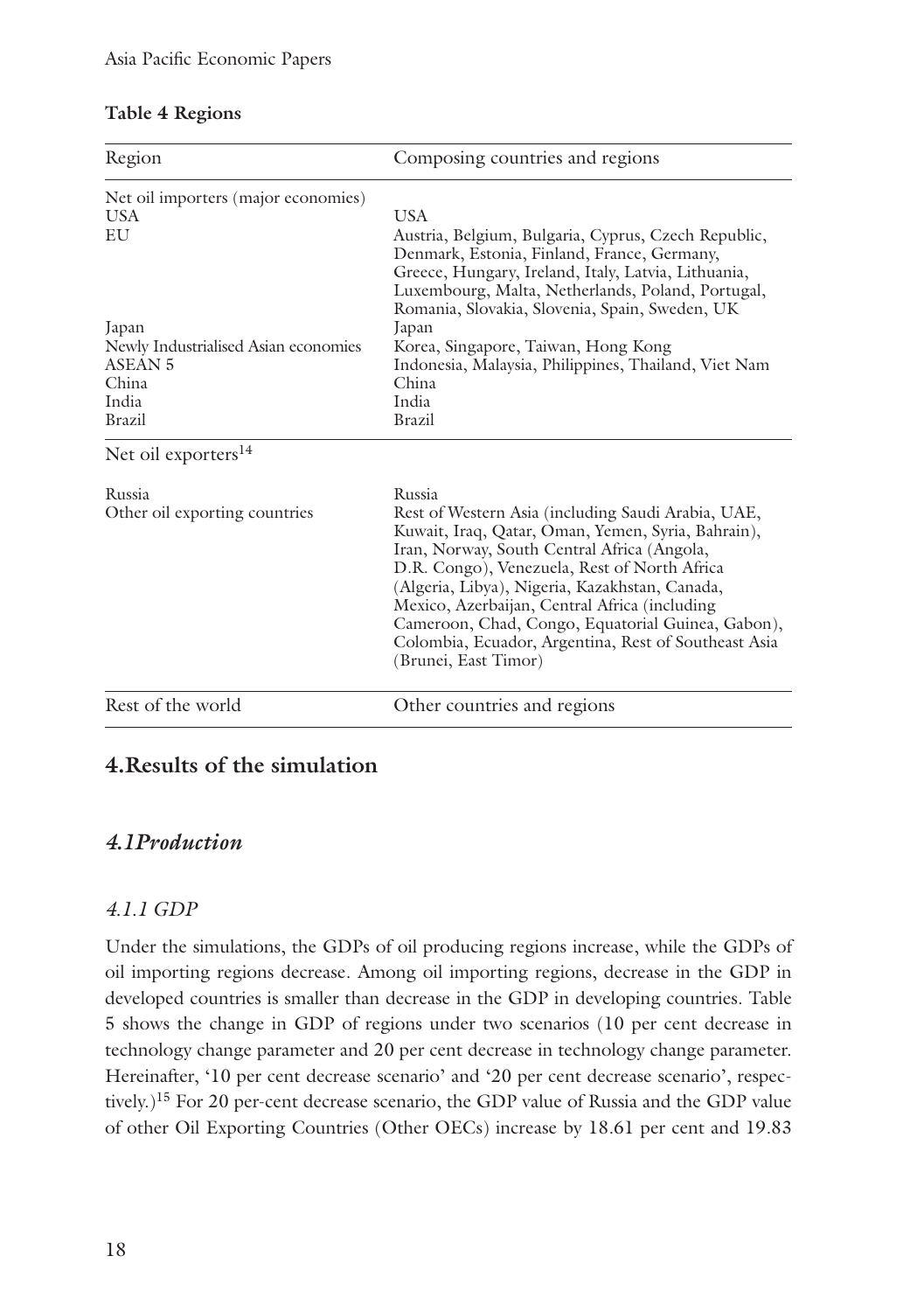**Table 4 Regions**

| Region | Composing countries and regions |
|---|---|
| Net oil importers (major economies) | |
| USA | USA |
| EU | Austria, Belgium, Bulgaria, Cyprus, Czech Republic, Denmark, Estonia, Finland, France, Germany, Greece, Hungary, Ireland, Italy, Latvia, Lithuania, Luxembourg, Malta, Netherlands, Poland, Portugal, Romania, Slovakia, Slovenia, Spain, Sweden, UK |
| Japan | Japan |
| Newly Industrialised Asian economies | Korea, Singapore, Taiwan, Hong Kong |
| ASEAN 5 | Indonesia, Malaysia, Philippines, Thailand, Viet Nam |
| China | China |
| India | India |
| Brazil | Brazil |
| Net oil exporters[14] | |
| Russia | Russia |
| Other oil exporting countries | Rest of Western Asia (including Saudi Arabia, UAE, Kuwait, Iraq, Qatar, Oman, Yemen, Syria, Bahrain), Iran, Norway, South Central Africa (Angola, D.R. Congo), Venezuela, Rest of North Africa (Algeria, Libya), Nigeria, Kazakhstan, Canada, Mexico, Azerbaijan, Central Africa (including Cameroon, Chad, Congo, Equatorial Guinea, Gabon), Colombia, Ecuador, Argentina, Rest of Southeast Asia (Brunei, East Timor) |
| Rest of the world | Other countries and regions |

## 4. Results of the simulation

### *4.1 Production*

#### *4.1.1 GDP*

Under the simulations, the GDPs of oil producing regions increase, while the GDPs of oil importing regions decrease. Among oil importing regions, decrease in the GDP in developed countries is smaller than decrease in the GDP in developing countries. Table 5 shows the change in GDP of regions under two scenarios (10 per cent decrease in technology change parameter and 20 per cent decrease in technology change parameter. Hereinafter, '10 per cent decrease scenario' and '20 per cent decrease scenario', respectively.)[15] For 20 per-cent decrease scenario, the GDP value of Russia and the GDP value of other Oil Exporting Countries (Other OECs) increase by 18.61 per cent and 19.83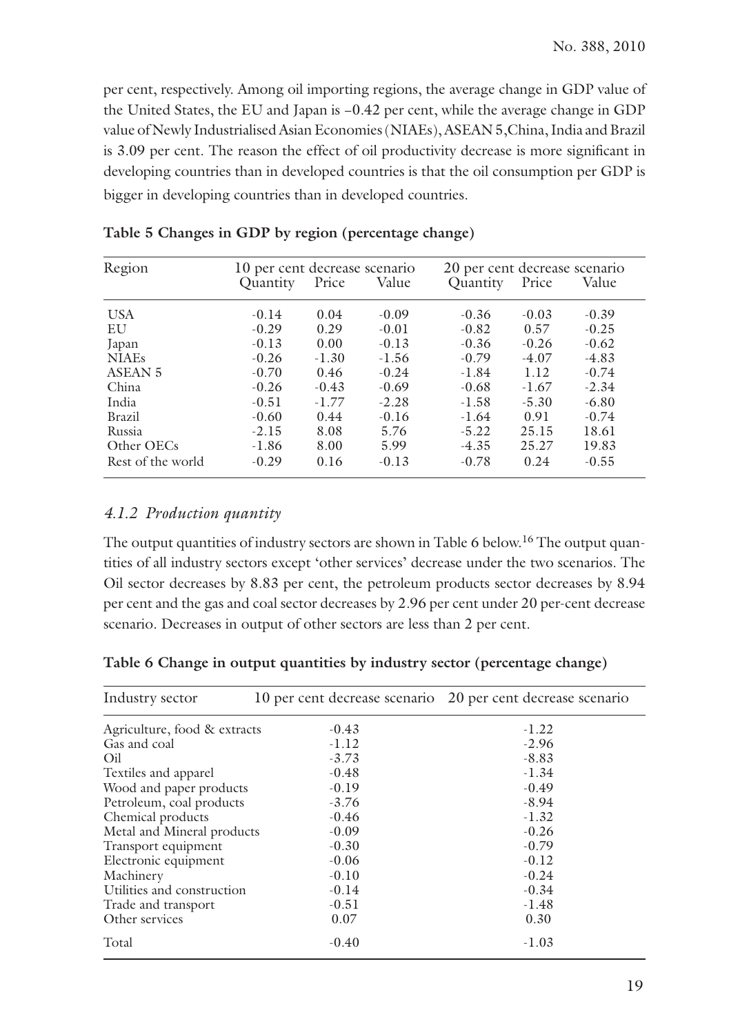per cent, respectively. Among oil importing regions, the average change in GDP value of the United States, the EU and Japan is –0.42 per cent, while the average change in GDP value of Newly Industrialised Asian Economies (NIAEs), ASEAN 5, China, India and Brazil is 3.09 per cent. The reason the effect of oil productivity decrease is more significant in developing countries than in developed countries is that the oil consumption per GDP is bigger in developing countries than in developed countries.

**Table 5 Changes in GDP by region (percentage change)**

| Region | 10 per cent decrease scenario | | | 20 per cent decrease scenario | | |
|---|---|---|---|---|---|---|
| | Quantity | Price | Value | Quantity | Price | Value |
| USA | -0.14 | 0.04 | -0.09 | -0.36 | -0.03 | -0.39 |
| EU | -0.29 | 0.29 | -0.01 | -0.82 | 0.57 | -0.25 |
| Japan | -0.13 | 0.00 | -0.13 | -0.36 | -0.26 | -0.62 |
| NIAEs | -0.26 | -1.30 | -1.56 | -0.79 | -4.07 | -4.83 |
| ASEAN 5 | -0.70 | 0.46 | -0.24 | -1.84 | 1.12 | -0.74 |
| China | -0.26 | -0.43 | -0.69 | -0.68 | -1.67 | -2.34 |
| India | -0.51 | -1.77 | -2.28 | -1.58 | -5.30 | -6.80 |
| Brazil | -0.60 | 0.44 | -0.16 | -1.64 | 0.91 | -0.74 |
| Russia | -2.15 | 8.08 | 5.76 | -5.22 | 25.15 | 18.61 |
| Other OECs | -1.86 | 8.00 | 5.99 | -4.35 | 25.27 | 19.83 |
| Rest of the world | -0.29 | 0.16 | -0.13 | -0.78 | 0.24 | -0.55 |

### *4.1.2 Production quantity*

The output quantities of industry sectors are shown in Table 6 below.[16] The output quantities of all industry sectors except 'other services' decrease under the two scenarios. The Oil sector decreases by 8.83 per cent, the petroleum products sector decreases by 8.94 per cent and the gas and coal sector decreases by 2.96 per cent under 20 per-cent decrease scenario. Decreases in output of other sectors are less than 2 per cent.

**Table 6 Change in output quantities by industry sector (percentage change)**

| Industry sector | 10 per cent decrease scenario | 20 per cent decrease scenario |
|---|---|---|
| Agriculture, food & extracts | -0.43 | -1.22 |
| Gas and coal | -1.12 | -2.96 |
| Oil | -3.73 | -8.83 |
| Textiles and apparel | -0.48 | -1.34 |
| Wood and paper products | -0.19 | -0.49 |
| Petroleum, coal products | -3.76 | -8.94 |
| Chemical products | -0.46 | -1.32 |
| Metal and Mineral products | -0.09 | -0.26 |
| Transport equipment | -0.30 | -0.79 |
| Electronic equipment | -0.06 | -0.12 |
| Machinery | -0.10 | -0.24 |
| Utilities and construction | -0.14 | -0.34 |
| Trade and transport | -0.51 | -1.48 |
| Other services | 0.07 | 0.30 |
| Total | -0.40 | -1.03 |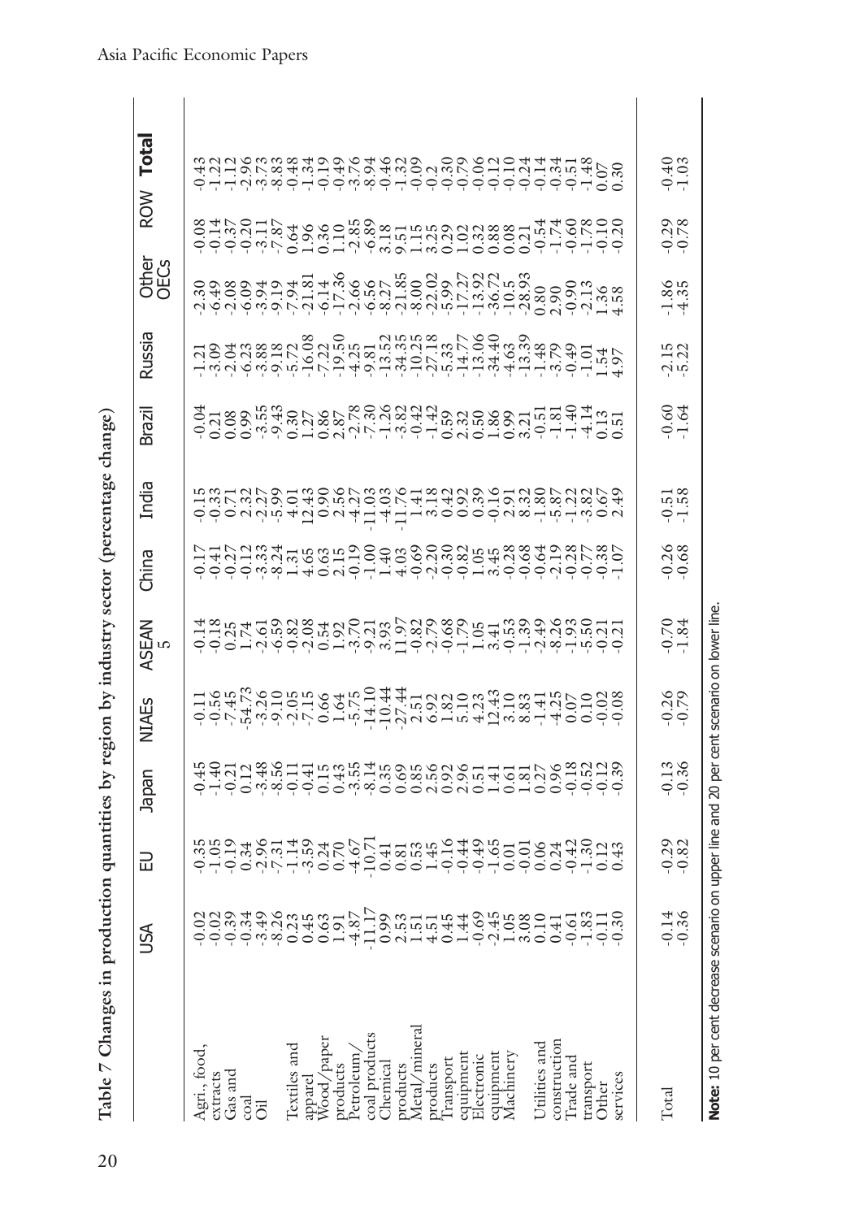**Table 7 Changes in production quantities by region by industry sector (percentage change)**

| | USA | EU | Japan | NIAEs | ASEAN 5 | China | India | Brazil | Russia | Other OECs | ROW | **Total** |
|---|---|---|---|---|---|---|---|---|---|---|---|---|
| Agri., food, extracts | -0.02 | -0.35 | -0.45 | -0.11 | -0.14 | -0.17 | -0.15 | -0.04 | -1.21 | -2.30 | -0.08 | -0.43 |
| | -0.02 | -1.05 | -1.40 | -0.56 | -0.18 | -0.41 | -0.33 | 0.21 | -3.09 | -6.49 | -0.14 | -1.22 |
| Gas and coal | -0.39 | -0.19 | -0.21 | -7.45 | 0.25 | -0.27 | 0.71 | 0.08 | -2.04 | -2.08 | -0.37 | -1.12 |
| | -0.34 | 0.34 | 0.12 | -54.73 | 1.74 | -0.12 | 2.32 | 0.99 | -6.23 | -6.09 | -0.20 | -2.96 |
| Oil | -3.49 | -2.96 | -3.48 | -3.26 | -2.61 | -3.33 | -2.27 | -3.55 | -3.88 | -3.94 | -3.11 | -3.73 |
| | -8.26 | -7.31 | -8.56 | -9.10 | -6.59 | -8.24 | -5.99 | -9.43 | -9.18 | -9.19 | -7.87 | -8.83 |
| Textiles and apparel | 0.23 | -1.14 | -0.11 | -2.05 | -0.82 | 1.31 | 4.01 | 0.30 | -5.72 | -7.94 | 0.64 | -0.48 |
| | 0.45 | -3.59 | -0.41 | -7.15 | -2.08 | 4.65 | 12.43 | 1.27 | -16.08 | -21.81 | 1.96 | -1.34 |
| Wood/paper products | 0.63 | 0.24 | 0.15 | 0.66 | 0.54 | 0.63 | 0.90 | 0.86 | -7.22 | -6.14 | 0.36 | -0.19 |
| | 1.91 | 0.70 | 0.43 | 1.64 | 1.92 | 2.15 | 2.56 | 2.87 | -19.50 | -17.36 | 1.10 | -0.49 |
| Petroleum/ coal products | -4.87 | -4.67 | -3.55 | -5.75 | -3.70 | -0.19 | -4.27 | -2.78 | -4.25 | -2.66 | -2.85 | -3.76 |
| | -11.17 | -10.71 | -8.14 | -14.10 | -9.21 | -1.00 | -11.03 | -7.30 | -9.81 | -6.56 | -6.89 | -8.94 |
| Chemical products | 0.99 | 0.41 | 0.35 | -10.44 | 3.93 | 1.40 | -4.03 | -1.26 | -13.52 | -8.27 | 3.18 | -0.46 |
| | 2.53 | 0.81 | 0.69 | -27.44 | 11.97 | 4.03 | -11.76 | -3.82 | -34.35 | -21.85 | 9.51 | -1.32 |
| Metal/mineral products | 1.51 | 0.53 | 0.85 | 2.51 | -0.82 | -0.69 | 1.41 | -0.42 | -10.25 | -8.00 | 1.15 | -0.09 |
| | 4.51 | 1.45 | 2.56 | 6.92 | -2.79 | -2.20 | 3.18 | -1.42 | -27.18 | -22.02 | 3.25 | -0.2 |
| Transport equipment | 0.45 | -0.16 | 0.92 | 1.82 | -0.68 | -0.30 | 0.42 | 0.59 | -5.33 | -5.99 | 0.29 | -0.30 |
| | 1.44 | -0.44 | 2.96 | 5.10 | -1.79 | -0.82 | 0.92 | 2.32 | -14.77 | -17.27 | 1.02 | -0.79 |
| Electronic equipment | -0.69 | -0.49 | 0.51 | 4.23 | 1.05 | 1.05 | 0.39 | 0.50 | -13.06 | -13.92 | 0.32 | -0.06 |
| | -2.45 | -1.65 | 1.41 | 12.43 | 3.41 | 3.45 | -0.16 | 1.86 | -34.40 | -36.72 | 0.88 | -0.12 |
| Machinery | 1.05 | 0.01 | 0.61 | 3.10 | -0.53 | -0.28 | 2.91 | 0.99 | -4.63 | -10.5 | 0.08 | -0.10 |
| | 3.08 | -0.01 | 1.81 | 8.83 | -1.39 | -0.68 | 8.32 | 3.21 | -13.39 | -28.93 | 0.21 | -0.24 |
| Utilities and construction | 0.10 | 0.06 | 0.27 | -1.41 | -2.49 | -0.64 | -1.80 | -0.51 | -1.48 | 0.80 | -0.54 | -0.14 |
| | 0.41 | 0.24 | 0.96 | -4.25 | -8.26 | -2.19 | -5.87 | -1.81 | -3.79 | 2.90 | -1.74 | -0.34 |
| Trade and transport | -0.61 | -0.42 | -0.18 | 0.07 | -1.93 | -0.28 | -1.22 | -1.40 | -0.49 | -0.90 | -0.60 | -0.51 |
| | -1.83 | -1.30 | -0.52 | 0.10 | -5.50 | -0.77 | -3.82 | -4.14 | -1.01 | -2.13 | -1.78 | -1.48 |
| Other services | -0.11 | 0.12 | -0.12 | -0.02 | -0.21 | -0.38 | 0.67 | 0.13 | 1.54 | 1.36 | -0.10 | 0.07 |
| | -0.30 | 0.43 | -0.39 | -0.08 | -0.21 | -1.07 | 2.49 | 0.51 | 4.97 | 4.58 | -0.20 | 0.30 |
| Total | -0.14 | -0.29 | -0.13 | -0.26 | -0.70 | -0.26 | -0.51 | -0.60 | -2.15 | -1.86 | -0.29 | -0.40 |
| | -0.36 | -0.82 | -0.36 | -0.79 | -1.84 | -0.68 | -1.58 | -1.64 | -5.22 | -4.35 | -0.78 | -1.03 |

**Note:** 10 per cent decrease scenario on upper line and 20 per cent scenario on lower line.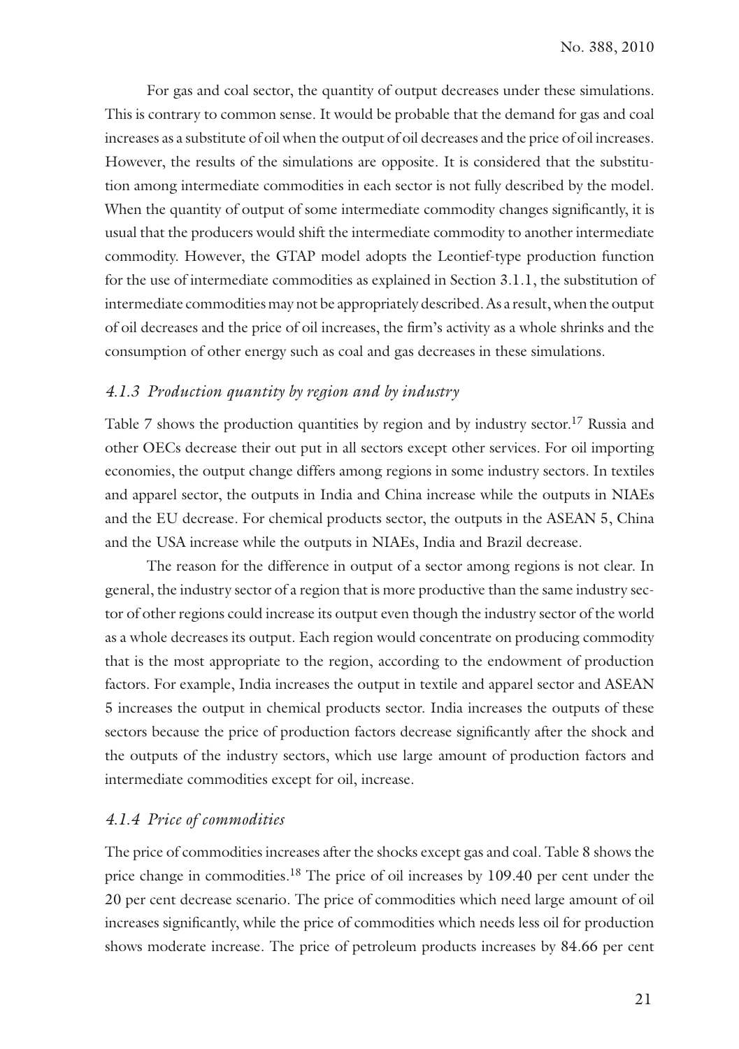For gas and coal sector, the quantity of output decreases under these simulations. This is contrary to common sense. It would be probable that the demand for gas and coal increases as a substitute of oil when the output of oil decreases and the price of oil increases. However, the results of the simulations are opposite. It is considered that the substitution among intermediate commodities in each sector is not fully described by the model. When the quantity of output of some intermediate commodity changes significantly, it is usual that the producers would shift the intermediate commodity to another intermediate commodity. However, the GTAP model adopts the Leontief-type production function for the use of intermediate commodities as explained in Section 3.1.1, the substitution of intermediate commodities may not be appropriately described. As a result, when the output of oil decreases and the price of oil increases, the firm's activity as a whole shrinks and the consumption of other energy such as coal and gas decreases in these simulations.

### *4.1.3 Production quantity by region and by industry*

Table 7 shows the production quantities by region and by industry sector.[17] Russia and other OECs decrease their out put in all sectors except other services. For oil importing economies, the output change differs among regions in some industry sectors. In textiles and apparel sector, the outputs in India and China increase while the outputs in NIAEs and the EU decrease. For chemical products sector, the outputs in the ASEAN 5, China and the USA increase while the outputs in NIAEs, India and Brazil decrease.

The reason for the difference in output of a sector among regions is not clear. In general, the industry sector of a region that is more productive than the same industry sector of other regions could increase its output even though the industry sector of the world as a whole decreases its output. Each region would concentrate on producing commodity that is the most appropriate to the region, according to the endowment of production factors. For example, India increases the output in textile and apparel sector and ASEAN 5 increases the output in chemical products sector. India increases the outputs of these sectors because the price of production factors decrease significantly after the shock and the outputs of the industry sectors, which use large amount of production factors and intermediate commodities except for oil, increase.

### *4.1.4 Price of commodities*

The price of commodities increases after the shocks except gas and coal. Table 8 shows the price change in commodities.[18] The price of oil increases by 109.40 per cent under the 20 per cent decrease scenario. The price of commodities which need large amount of oil increases significantly, while the price of commodities which needs less oil for production shows moderate increase. The price of petroleum products increases by 84.66 per cent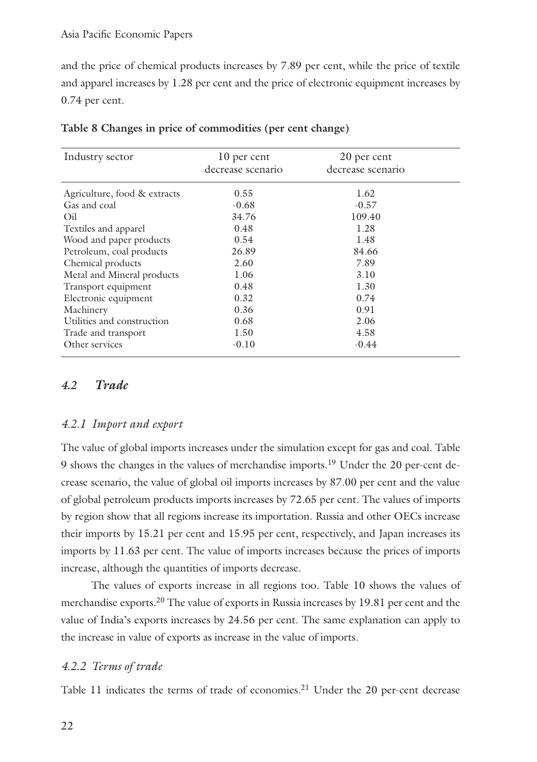and the price of chemical products increases by 7.89 per cent, while the price of textile and apparel increases by 1.28 per cent and the price of electronic equipment increases by 0.74 per cent.

**Table 8 Changes in price of commodities (per cent change)**

| Industry sector | 10 per cent decrease scenario | 20 per cent decrease scenario |
|---|---|---|
| Agriculture, food & extracts | 0.55 | 1.62 |
| Gas and coal | -0.68 | -0.57 |
| Oil | 34.76 | 109.40 |
| Textiles and apparel | 0.48 | 1.28 |
| Wood and paper products | 0.54 | 1.48 |
| Petroleum, coal products | 26.89 | 84.66 |
| Chemical products | 2.60 | 7.89 |
| Metal and Mineral products | 1.06 | 3.10 |
| Transport equipment | 0.48 | 1.30 |
| Electronic equipment | 0.32 | 0.74 |
| Machinery | 0.36 | 0.91 |
| Utilities and construction | 0.68 | 2.06 |
| Trade and transport | 1.50 | 4.58 |
| Other services | -0.10 | -0.44 |

## *4.2 Trade*

### *4.2.1 Import and export*

The value of global imports increases under the simulation except for gas and coal. Table 9 shows the changes in the values of merchandise imports.[19] Under the 20 per-cent decrease scenario, the value of global oil imports increases by 87.00 per cent and the value of global petroleum products imports increases by 72.65 per cent. The values of imports by region show that all regions increase its importation. Russia and other OECs increase their imports by 15.21 per cent and 15.95 per cent, respectively, and Japan increases its imports by 11.63 per cent. The value of imports increases because the prices of imports increase, although the quantities of imports decrease.

The values of exports increase in all regions too. Table 10 shows the values of merchandise exports.[20] The value of exports in Russia increases by 19.81 per cent and the value of India's exports increases by 24.56 per cent. The same explanation can apply to the increase in value of exports as increase in the value of imports.

### *4.2.2 Terms of trade*

Table 11 indicates the terms of trade of economies.[21] Under the 20 per-cent decrease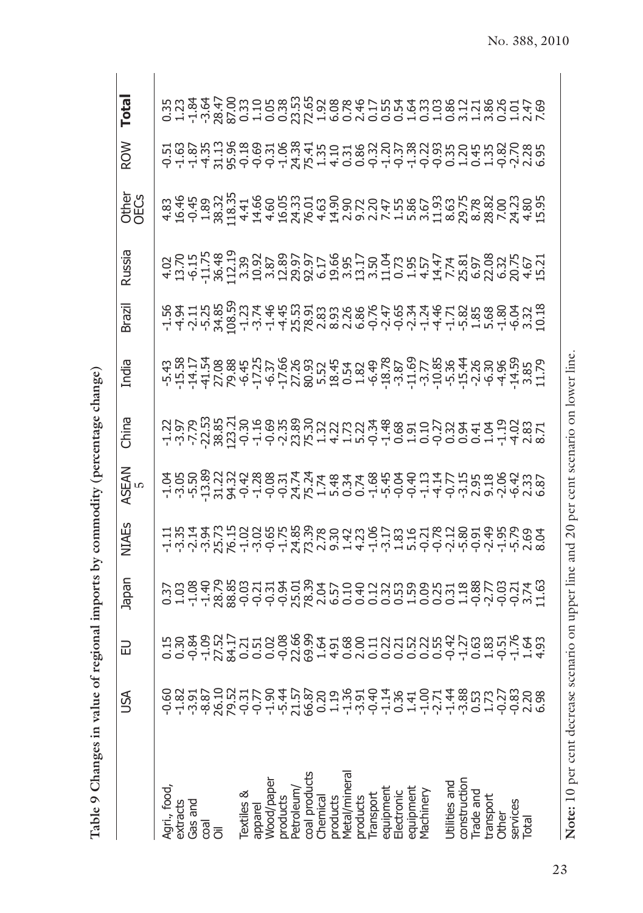**Table 9 Changes in value of regional imports by commodity (percentage change)**

| | USA | EU | Japan | NIAEs | ASEAN 5 | China | India | Brazil | Russia | Other OECs | ROW | **Total** |
|---|---|---|---|---|---|---|---|---|---|---|---|---|
| Agri., food, extracts | -0.60 | 0.15 | 0.37 | -1.11 | -1.04 | -1.22 | -5.43 | -1.56 | 4.02 | 4.83 | -0.51 | 0.35 |
| | -1.82 | 0.30 | 1.03 | -3.35 | -3.05 | -3.97 | -15.58 | -4.94 | 13.70 | 16.46 | -1.63 | 1.23 |
| Gas and coal | -3.91 | -0.84 | -1.08 | -2.14 | -5.50 | -7.79 | -14.17 | -2.11 | -6.15 | -0.45 | -1.87 | -1.84 |
| | -8.87 | -1.09 | -1.40 | -3.94 | -13.89 | -22.53 | -41.54 | -5.25 | -11.75 | 1.89 | -4.35 | -3.64 |
| Oil | 26.10 | 27.52 | 28.79 | 25.73 | 31.22 | 38.85 | 27.08 | 34.85 | 36.48 | 38.32 | 31.13 | 28.47 |
| | 79.52 | 84.17 | 88.85 | 76.15 | 94.32 | 123.21 | 79.88 | 108.59 | 112.19 | 118.35 | 95.96 | 87.00 |
| Textiles & apparel | -0.31 | 0.21 | -0.03 | -1.02 | -0.42 | -0.30 | -6.45 | -1.23 | 3.39 | 4.41 | -0.18 | 0.33 |
| | -0.77 | 0.51 | -0.21 | -3.02 | -1.28 | -1.16 | -17.25 | -3.74 | 10.92 | 14.66 | -0.69 | 1.10 |
| Wood/paper products | -1.90 | 0.02 | -0.31 | -0.65 | -0.08 | -0.69 | -6.37 | -1.46 | 3.87 | 4.60 | -0.31 | 0.05 |
| | -5.44 | -0.08 | -0.94 | -1.75 | -0.31 | -2.35 | -17.66 | -4.45 | 12.89 | 16.05 | -1.06 | 0.38 |
| Petroleum/ coal products | 21.57 | 22.66 | 25.01 | 24.85 | 24.74 | 23.89 | 27.26 | 25.53 | 29.97 | 24.33 | 24.38 | 23.53 |
| | 66.87 | 69.99 | 78.39 | 73.39 | 75.24 | 75.30 | 80.93 | 78.91 | 92.97 | 76.01 | 75.41 | 72.65 |
| Chemical products | 0.20 | 1.64 | 2.04 | 2.78 | 1.74 | 1.32 | 5.52 | 2.83 | 6.17 | 4.63 | 1.35 | 1.92 |
| | 1.19 | 4.91 | 6.57 | 9.30 | 5.48 | 4.22 | 18.45 | 8.93 | 19.66 | 14.90 | 4.10 | 6.08 |
| Metal/mineral products | -1.36 | 0.68 | 0.10 | 1.42 | 0.34 | 1.73 | 0.54 | 2.26 | 3.95 | 2.90 | 0.31 | 0.78 |
| | -3.91 | 2.00 | 0.40 | 4.23 | 0.74 | 5.22 | 1.82 | 6.86 | 13.17 | 9.72 | 0.86 | 2.46 |
| Transport equipment | -0.40 | 0.11 | 0.12 | -1.06 | -1.68 | -0.34 | -6.49 | -0.76 | 3.50 | 2.20 | -0.32 | 0.17 |
| | -1.14 | 0.22 | 0.32 | -3.17 | -5.45 | -1.48 | -18.78 | -2.47 | 11.04 | 7.47 | -1.20 | 0.55 |
| Electronic equipment | 0.36 | 0.21 | 0.53 | 1.83 | -0.04 | 0.68 | -3.87 | -0.65 | 0.73 | 1.55 | -0.37 | 0.54 |
| | 1.41 | 0.52 | 1.59 | 5.16 | -0.40 | 1.91 | -11.69 | -2.34 | 1.95 | 5.86 | -1.38 | 1.64 |
| Machinery | -1.00 | 0.22 | 0.09 | -0.21 | -1.13 | 0.10 | -3.77 | -1.24 | 4.57 | 3.67 | -0.22 | 0.33 |
| | -2.71 | 0.55 | 0.25 | -0.78 | -4.14 | -0.27 | -10.85 | -4.46 | 14.47 | 11.93 | -0.93 | 1.03 |
| Utilities and construction | -1.44 | -0.42 | 0.31 | -2.12 | -0.77 | 0.32 | -5.36 | -1.71 | 7.74 | 8.63 | 0.35 | 0.86 |
| | -3.88 | -1.27 | 1.18 | -5.80 | -3.15 | 0.94 | -15.44 | -5.82 | 25.81 | 29.75 | 1.20 | 3.12 |
| Trade and transport | 0.53 | 0.63 | -0.88 | -0.91 | 2.95 | 0.41 | -2.26 | 1.85 | 6.97 | 8.78 | 0.45 | 1.21 |
| | 1.73 | 1.83 | -2.77 | -2.49 | 9.18 | 1.04 | -6.30 | 5.68 | 22.08 | 28.82 | 1.35 | 3.86 |
| Other services | -0.27 | -0.51 | -0.03 | -1.95 | -2.06 | -1.19 | -4.96 | -1.80 | 6.32 | 7.00 | -0.82 | 0.26 |
| | -0.83 | -1.76 | -0.21 | -5.79 | -6.42 | -4.02 | -14.59 | -6.04 | 20.75 | 24.23 | -2.70 | 1.01 |
| Total | 2.20 | 1.64 | 3.74 | 2.69 | 2.33 | 2.83 | 3.85 | 3.32 | 4.67 | 4.80 | 2.28 | 2.47 |
| | 6.98 | 4.93 | 11.63 | 8.04 | 6.87 | 8.71 | 11.79 | 10.18 | 15.21 | 15.95 | 6.95 | 7.69 |

**Note:** 10 per cent decrease scenario on upper line and 20 per cent scenario on lower line.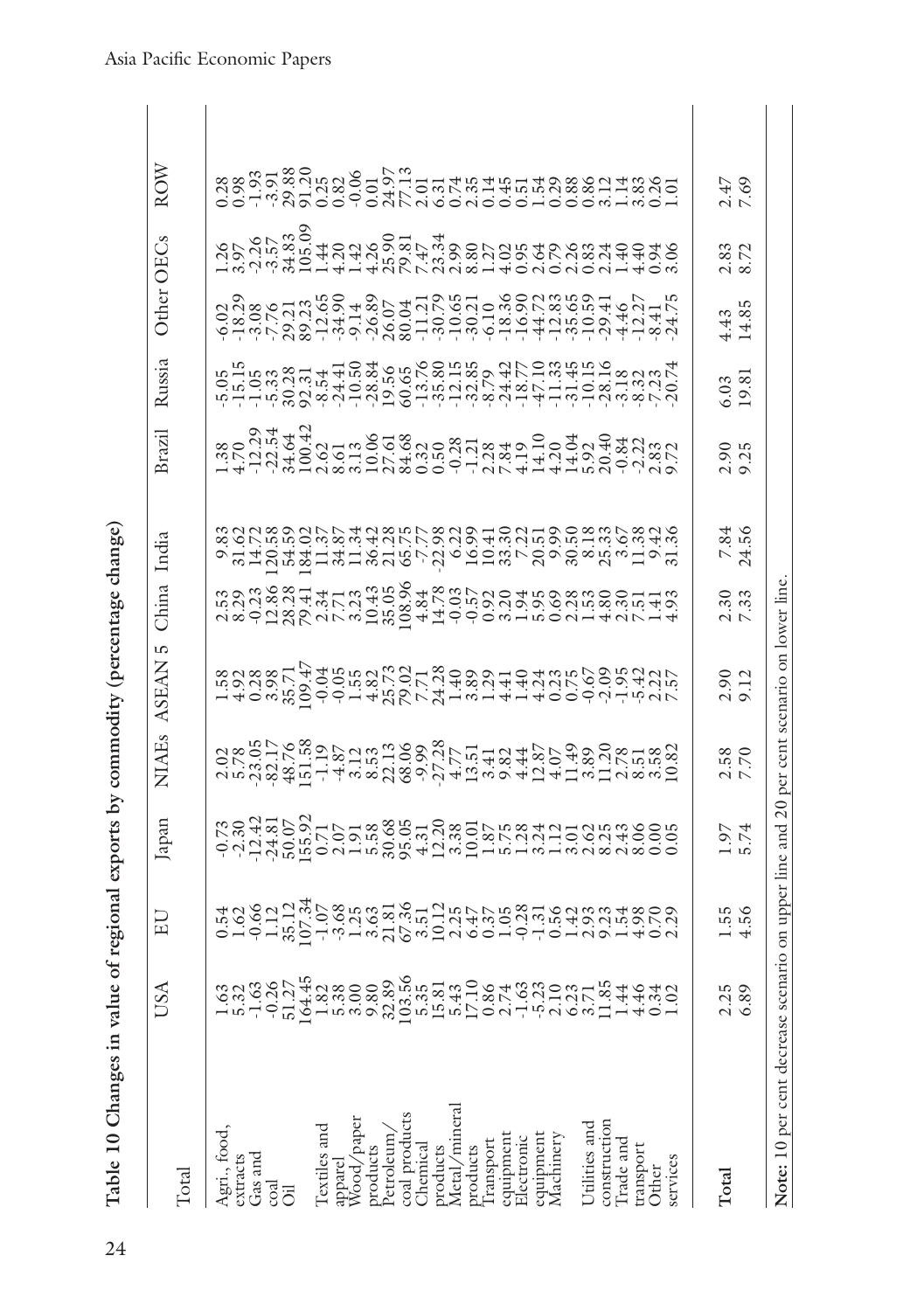**Table 10 Changes in value of regional exports by commodity (percentage change)**

| Total | USA | EU | Japan | NIAEs | ASEAN 5 | China | India | Brazil | Russia | Other | OECs | ROW |
|---|---|---|---|---|---|---|---|---|---|---|---|---|
| Agri., food, extracts | 1.63 | 0.54 | -0.73 | 2.02 | 1.58 | 2.53 | 9.83 | 1.38 | -5.05 | -6.02 | 1.26 | 0.28 |
| | 5.32 | 1.62 | -2.30 | 5.78 | 4.92 | 8.29 | 31.62 | 4.70 | -15.15 | -18.29 | 3.97 | 0.98 |
| Gas and coal | -1.63 | -0.66 | -12.42 | -23.05 | 0.28 | -0.23 | 14.72 | -12.29 | -1.05 | -3.08 | -2.26 | -1.93 |
| | -0.26 | 1.12 | -24.81 | -82.17 | 3.98 | 12.86 | 120.58 | -22.54 | -5.33 | -7.76 | -3.57 | -3.91 |
| Oil | 51.27 | 35.12 | 50.07 | 48.76 | 35.71 | 28.28 | 54.59 | 34.64 | 30.28 | 29.21 | 34.83 | 29.88 |
| | 164.45 | 107.34 | 155.92 | 151.58 | 109.47 | 79.41 | 184.02 | 100.42 | 92.31 | 89.23 | 105.09 | 91.20 |
| Textiles and apparel | 1.82 | -1.07 | 0.71 | -1.19 | -0.04 | 2.34 | 11.37 | 2.62 | -8.54 | -12.65 | 1.44 | 0.25 |
| | 5.38 | -3.68 | 2.07 | -4.87 | -0.05 | 7.71 | 34.87 | 8.61 | -24.41 | -34.90 | 4.20 | 0.82 |
| Wood/paper products | 3.00 | 1.25 | 1.91 | 3.12 | 1.55 | 3.23 | 11.34 | 3.13 | -10.50 | -9.14 | 1.42 | -0.06 |
| | 9.80 | 3.63 | 5.58 | 8.53 | 4.82 | 10.43 | 36.42 | 10.06 | -28.84 | -26.89 | 4.26 | 0.01 |
| Petroleum/coal products | 32.89 | 21.81 | 30.68 | 22.13 | 25.73 | 35.05 | 21.28 | 27.61 | 19.56 | 26.07 | 25.90 | 24.97 |
| | 103.56 | 67.36 | 95.05 | 68.06 | 79.02 | 108.96 | 65.75 | 84.68 | 60.65 | 80.04 | 79.81 | 77.13 |
| Chemical products | 5.35 | 3.51 | 4.31 | -9.99 | 7.71 | 4.84 | -7.77 | 0.32 | -13.76 | -11.21 | 7.47 | 2.01 |
| | 15.81 | 10.12 | 12.20 | -27.28 | 24.28 | 14.78 | -22.98 | 0.50 | -35.80 | -30.79 | 23.34 | 6.31 |
| Metal/mineral products | 5.43 | 2.25 | 3.38 | 4.77 | 1.40 | -0.03 | 6.22 | -0.28 | -12.15 | -10.65 | 2.99 | 0.74 |
| | 17.10 | 6.47 | 10.01 | 13.51 | 3.89 | -0.57 | 16.99 | -1.21 | -32.85 | -30.21 | 8.80 | 2.35 |
| Transport equipment | 0.86 | 0.37 | 1.87 | 3.41 | 1.29 | 0.92 | 10.41 | 2.28 | 8.79 | -6.10 | 1.27 | 0.14 |
| | 2.74 | 1.05 | 5.75 | 9.82 | 4.41 | 3.20 | 33.30 | 7.84 | -24.42 | -18.36 | 4.02 | 0.45 |
| Electronic equipment | -1.63 | -0.28 | 1.28 | 4.44 | 1.40 | 1.94 | 7.22 | 4.19 | -18.77 | -16.90 | 0.95 | 0.51 |
| | -5.23 | -1.31 | 3.24 | 12.87 | 4.24 | 5.95 | 20.51 | 14.10 | -47.10 | -44.72 | 2.64 | 1.54 |
| Machinery | 2.10 | 0.56 | 1.12 | 4.07 | 0.23 | 0.69 | 9.99 | 4.20 | -11.33 | -12.83 | 0.79 | 0.29 |
| | 6.23 | 1.42 | 3.01 | 11.49 | 0.75 | 2.28 | 30.50 | 14.04 | -31.45 | -35.65 | 2.26 | 0.88 |
| Utilities and construction | 3.71 | 2.93 | 2.62 | 3.89 | -0.67 | 1.53 | 8.18 | 5.92 | -10.15 | -10.59 | 0.83 | 0.86 |
| | 11.85 | 9.23 | 8.25 | 11.20 | -2.09 | 4.80 | 25.33 | 20.40 | -28.16 | -29.41 | 2.24 | 3.12 |
| Trade and transport | 1.44 | 1.54 | 2.43 | 2.78 | -1.95 | 2.30 | 3.67 | -0.84 | -3.18 | -4.46 | 1.40 | 1.14 |
| | 4.46 | 4.98 | 8.06 | 8.51 | -5.42 | 7.51 | 11.38 | -2.22 | -8.32 | -12.27 | 4.40 | 3.83 |
| Other services | 0.34 | 0.70 | 0.00 | 3.58 | 2.22 | 1.41 | 9.42 | 2.83 | -7.23 | -8.41 | 0.94 | 0.26 |
| | 1.02 | 2.29 | 0.05 | 10.82 | 7.57 | 4.93 | 31.36 | 9.72 | -20.74 | -24.75 | 3.06 | 1.01 |
| **Total** | 2.25 | 1.55 | 1.97 | 2.58 | 2.90 | 2.30 | 7.84 | 2.90 | 6.03 | 4.43 | 2.83 | 2.47 |
| | 6.89 | 4.56 | 5.74 | 7.70 | 9.12 | 7.33 | 24.56 | 9.25 | 19.81 | 14.85 | 8.72 | 7.69 |

**Note:** 10 per cent decrease scenario on upper line and 20 per cent scenario on lower line.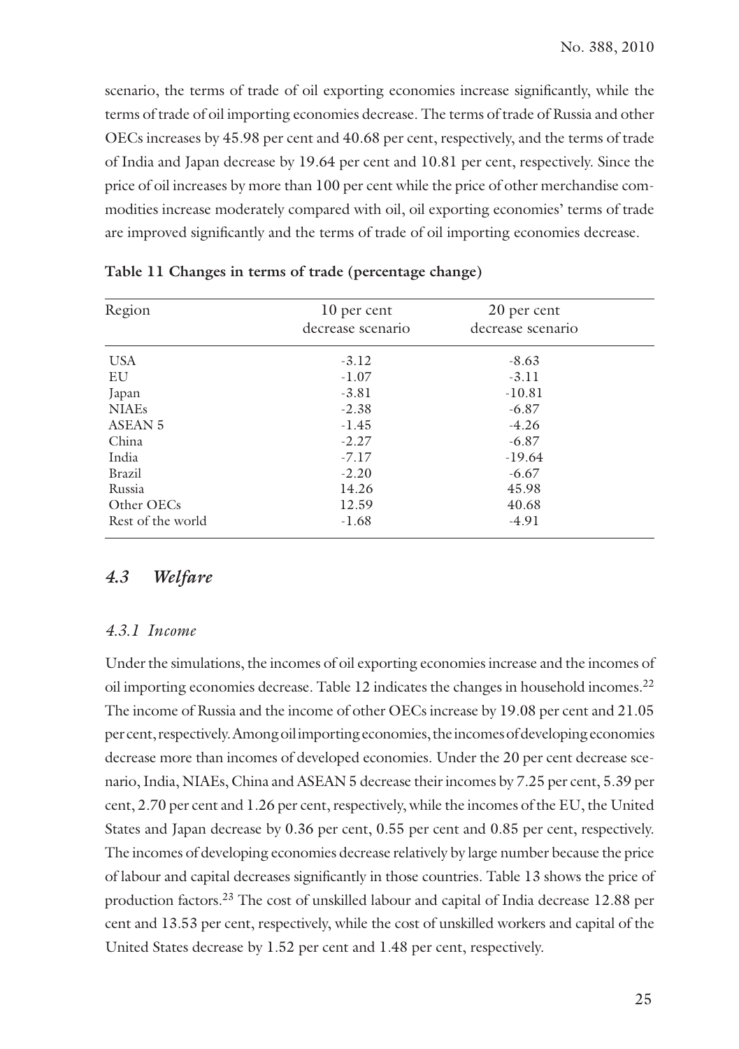scenario, the terms of trade of oil exporting economies increase significantly, while the terms of trade of oil importing economies decrease. The terms of trade of Russia and other OECs increases by 45.98 per cent and 40.68 per cent, respectively, and the terms of trade of India and Japan decrease by 19.64 per cent and 10.81 per cent, respectively. Since the price of oil increases by more than 100 per cent while the price of other merchandise commodities increase moderately compared with oil, oil exporting economies' terms of trade are improved significantly and the terms of trade of oil importing economies decrease.

**Table 11 Changes in terms of trade (percentage change)**

| Region | 10 per cent decrease scenario | 20 per cent decrease scenario |
|---|---|---|
| USA | -3.12 | -8.63 |
| EU | -1.07 | -3.11 |
| Japan | -3.81 | -10.81 |
| NIAEs | -2.38 | -6.87 |
| ASEAN 5 | -1.45 | -4.26 |
| China | -2.27 | -6.87 |
| India | -7.17 | -19.64 |
| Brazil | -2.20 | -6.67 |
| Russia | 14.26 | 45.98 |
| Other OECs | 12.59 | 40.68 |
| Rest of the world | -1.68 | -4.91 |

## *4.3 Welfare*

### *4.3.1 Income*

Under the simulations, the incomes of oil exporting economies increase and the incomes of oil importing economies decrease. Table 12 indicates the changes in household incomes.[22] The income of Russia and the income of other OECs increase by 19.08 per cent and 21.05 per cent, respectively. Among oil importing economies, the incomes of developing economies decrease more than incomes of developed economies. Under the 20 per cent decrease scenario, India, NIAEs, China and ASEAN 5 decrease their incomes by 7.25 per cent, 5.39 per cent, 2.70 per cent and 1.26 per cent, respectively, while the incomes of the EU, the United States and Japan decrease by 0.36 per cent, 0.55 per cent and 0.85 per cent, respectively. The incomes of developing economies decrease relatively by large number because the price of labour and capital decreases significantly in those countries. Table 13 shows the price of production factors.[23] The cost of unskilled labour and capital of India decrease 12.88 per cent and 13.53 per cent, respectively, while the cost of unskilled workers and capital of the United States decrease by 1.52 per cent and 1.48 per cent, respectively.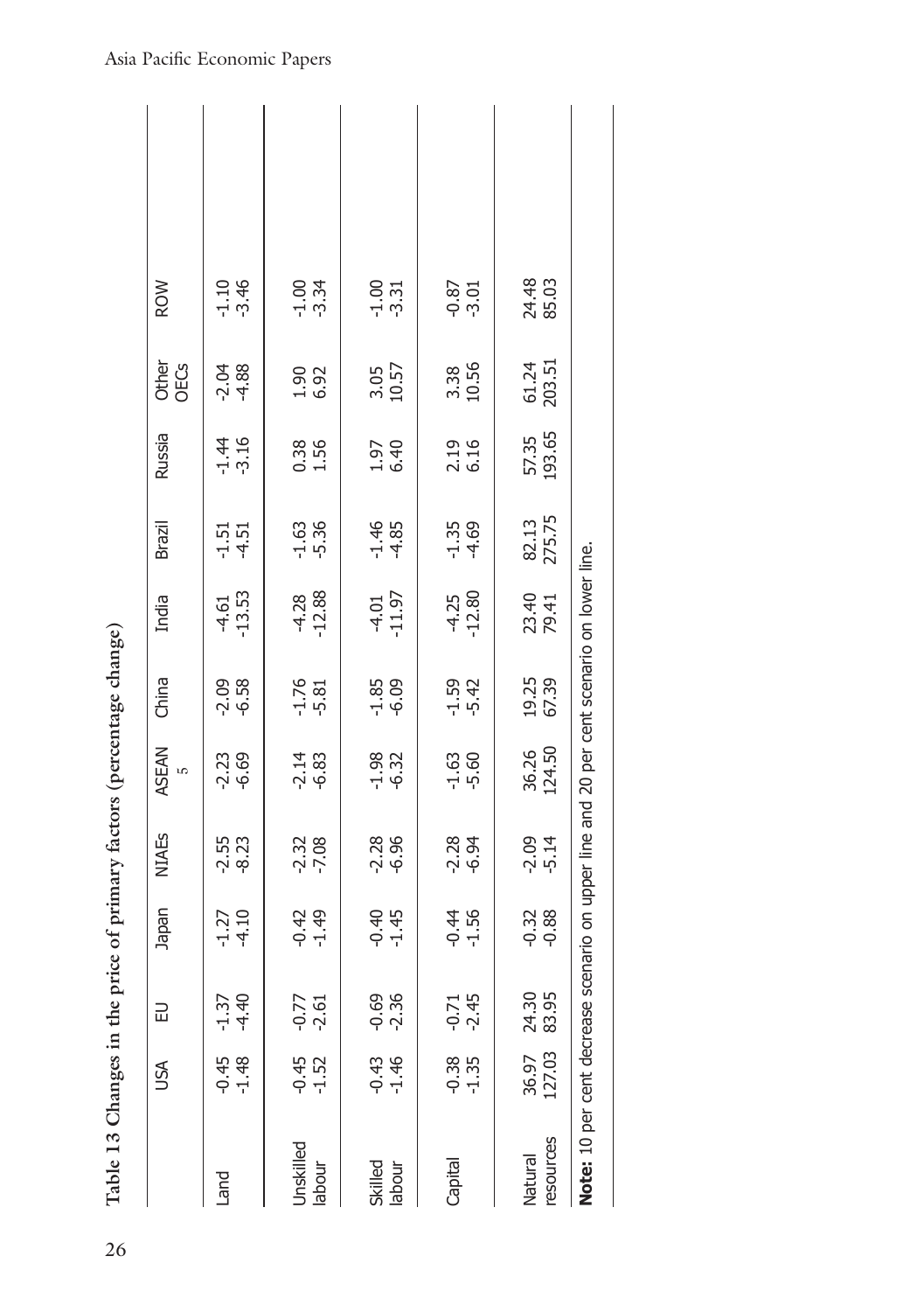**Table 13 Changes in the price of primary factors (percentage change)**

| | USA | EU | Japan | NIAEs | ASEAN 5 | China | India | Brazil | Russia | Other OECs | ROW |
|---|---|---|---|---|---|---|---|---|---|---|---|
| Land | -0.45<br>-1.48 | -1.37<br>-4.40 | -1.27<br>-4.10 | -2.55<br>-8.23 | -2.23<br>-6.69 | -2.09<br>-6.58 | -4.61<br>-13.53 | -1.51<br>-4.51 | -1.44<br>-3.16 | -2.04<br>-4.88 | -1.10<br>-3.46 |
| Unskilled labour | -0.45<br>-1.52 | -0.77<br>-2.61 | -0.42<br>-1.49 | -2.32<br>-7.08 | -2.14<br>-6.83 | -1.76<br>-5.81 | -4.28<br>-12.88 | -1.63<br>-5.36 | 0.38<br>1.56 | 1.90<br>6.92 | -1.00<br>-3.34 |
| Skilled labour | -0.43<br>-1.46 | -0.69<br>-2.36 | -0.40<br>-1.45 | -2.28<br>-6.96 | -1.98<br>-6.32 | -1.85<br>-6.09 | -4.01<br>-11.97 | -1.46<br>-4.85 | 1.97<br>6.40 | 3.05<br>10.57 | -1.00<br>-3.31 |
| Capital | -0.38<br>-1.35 | -0.71<br>-2.45 | -0.44<br>-1.56 | -2.28<br>-6.94 | -1.63<br>-5.60 | -1.59<br>-5.42 | -4.25<br>-12.80 | -1.35<br>-4.69 | 2.19<br>6.16 | 3.38<br>10.56 | -0.87<br>-3.01 |
| Natural resources | 36.97<br>127.03 | 24.30<br>83.95 | -0.32<br>-0.88 | -2.09<br>-5.14 | 36.26<br>124.50 | 19.25<br>67.39 | 23.40<br>79.41 | 82.13<br>275.75 | 57.35<br>193.65 | 61.24<br>203.51 | 24.48<br>85.03 |

**Note:** 10 per cent decrease scenario on upper line and 20 per cent scenario on lower line.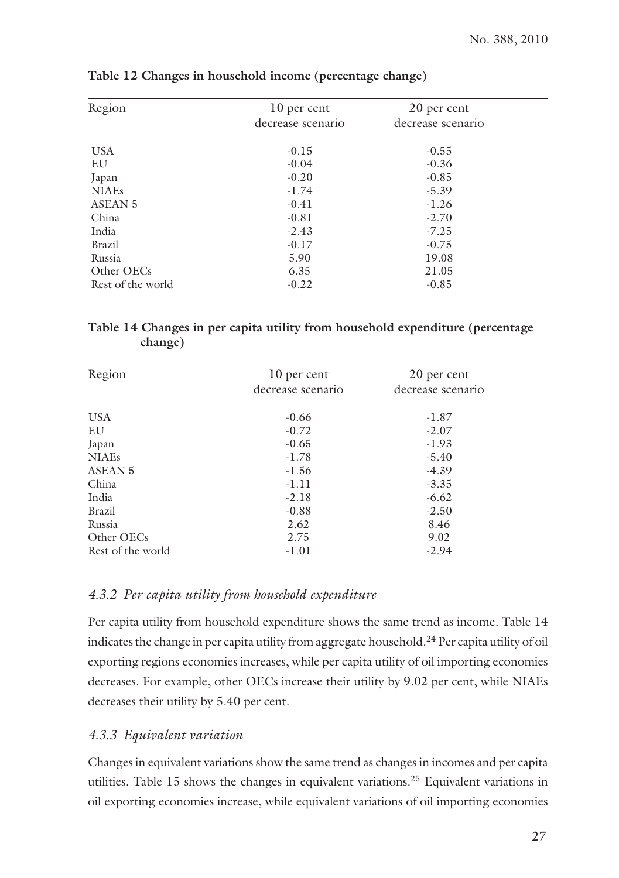**Table 12 Changes in household income (percentage change)**

| Region | 10 per cent decrease scenario | 20 per cent decrease scenario |
|---|---|---|
| USA | -0.15 | -0.55 |
| EU | -0.04 | -0.36 |
| Japan | -0.20 | -0.85 |
| NIAEs | -1.74 | -5.39 |
| ASEAN 5 | -0.41 | -1.26 |
| China | -0.81 | -2.70 |
| India | -2.43 | -7.25 |
| Brazil | -0.17 | -0.75 |
| Russia | 5.90 | 19.08 |
| Other OECs | 6.35 | 21.05 |
| Rest of the world | -0.22 | -0.85 |

**Table 14 Changes in per capita utility from household expenditure (percentage change)**

| Region | 10 per cent decrease scenario | 20 per cent decrease scenario |
|---|---|---|
| USA | -0.66 | -1.87 |
| EU | -0.72 | -2.07 |
| Japan | -0.65 | -1.93 |
| NIAEs | -1.78 | -5.40 |
| ASEAN 5 | -1.56 | -4.39 |
| China | -1.11 | -3.35 |
| India | -2.18 | -6.62 |
| Brazil | -0.88 | -2.50 |
| Russia | 2.62 | 8.46 |
| Other OECs | 2.75 | 9.02 |
| Rest of the world | -1.01 | -2.94 |

### *4.3.2 Per capita utility from household expenditure*

Per capita utility from household expenditure shows the same trend as income. Table 14 indicates the change in per capita utility from aggregate household.[24] Per capita utility of oil exporting regions economies increases, while per capita utility of oil importing economies decreases. For example, other OECs increase their utility by 9.02 per cent, while NIAEs decreases their utility by 5.40 per cent.

### *4.3.3 Equivalent variation*

Changes in equivalent variations show the same trend as changes in incomes and per capita utilities. Table 15 shows the changes in equivalent variations.[25] Equivalent variations in oil exporting economies increase, while equivalent variations of oil importing economies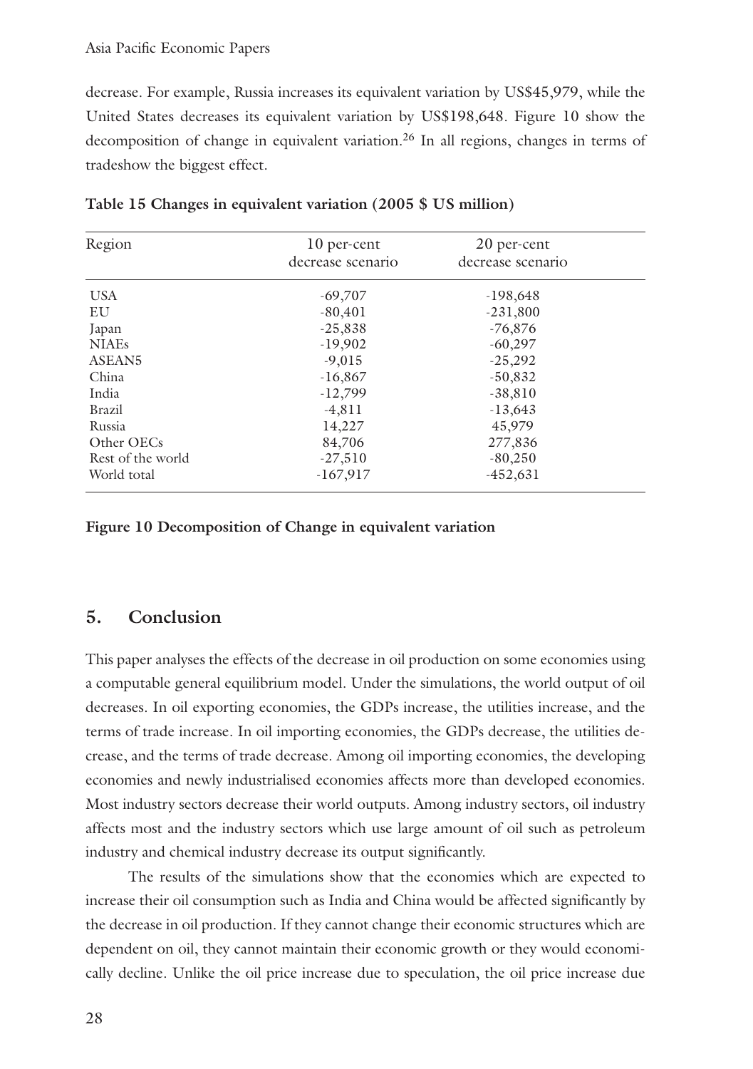decrease. For example, Russia increases its equivalent variation by US$45,979, while the United States decreases its equivalent variation by US$198,648. Figure 10 show the decomposition of change in equivalent variation.[26] In all regions, changes in terms of tradeshow the biggest effect.

**Table 15 Changes in equivalent variation (2005 $ US million)**

| Region | 10 per-cent decrease scenario | 20 per-cent decrease scenario |
|---|---|---|
| USA | -69,707 | -198,648 |
| EU | -80,401 | -231,800 |
| Japan | -25,838 | -76,876 |
| NIAEs | -19,902 | -60,297 |
| ASEAN5 | -9,015 | -25,292 |
| China | -16,867 | -50,832 |
| India | -12,799 | -38,810 |
| Brazil | -4,811 | -13,643 |
| Russia | 14,227 | 45,979 |
| Other OECs | 84,706 | 277,836 |
| Rest of the world | -27,510 | -80,250 |
| World total | -167,917 | -452,631 |

**Figure 10 Decomposition of Change in equivalent variation**

## 5. Conclusion

This paper analyses the effects of the decrease in oil production on some economies using a computable general equilibrium model. Under the simulations, the world output of oil decreases. In oil exporting economies, the GDPs increase, the utilities increase, and the terms of trade increase. In oil importing economies, the GDPs decrease, the utilities decrease, and the terms of trade decrease. Among oil importing economies, the developing economies and newly industrialised economies affects more than developed economies. Most industry sectors decrease their world outputs. Among industry sectors, oil industry affects most and the industry sectors which use large amount of oil such as petroleum industry and chemical industry decrease its output significantly.

The results of the simulations show that the economies which are expected to increase their oil consumption such as India and China would be affected significantly by the decrease in oil production. If they cannot change their economic structures which are dependent on oil, they cannot maintain their economic growth or they would economically decline. Unlike the oil price increase due to speculation, the oil price increase due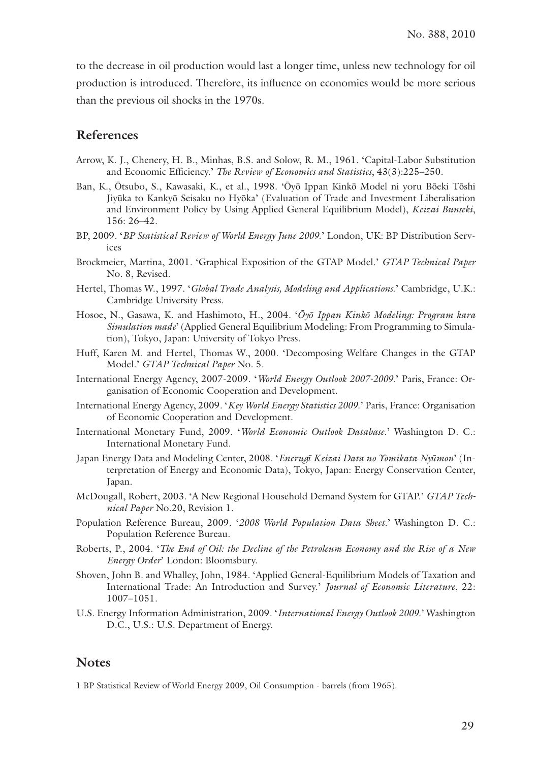to the decrease in oil production would last a longer time, unless new technology for oil production is introduced. Therefore, its influence on economies would be more serious than the previous oil shocks in the 1970s.

## References

Arrow, K. J., Chenery, H. B., Minhas, B.S. and Solow, R. M., 1961. 'Capital-Labor Substitution and Economic Efficiency.' *The Review of Economics and Statistics*, 43(3):225–250.

Ban, K., Ōtsubo, S., Kawasaki, K., et al., 1998. 'Ōyō Ippan Kinkō Model ni yoru Bōeki Tōshi Jiyūka to Kankyō Seisaku no Hyōka' (Evaluation of Trade and Investment Liberalisation and Environment Policy by Using Applied General Equilibrium Model), *Keizai Bunseki*, 156: 26–42.

BP, 2009. '*BP Statistical Review of World Energy June 2009*.' London, UK: BP Distribution Services

Brockmeier, Martina, 2001. 'Graphical Exposition of the GTAP Model.' *GTAP Technical Paper* No. 8, Revised.

Hertel, Thomas W., 1997. '*Global Trade Analysis, Modeling and Applications*.' Cambridge, U.K.: Cambridge University Press.

Hosoe, N., Gasawa, K. and Hashimoto, H., 2004. '*Ōyō Ippan Kinkō Modeling: Program kara Simulation made*' (Applied General Equilibrium Modeling: From Programming to Simulation), Tokyo, Japan: University of Tokyo Press.

Huff, Karen M. and Hertel, Thomas W., 2000. 'Decomposing Welfare Changes in the GTAP Model.' *GTAP Technical Paper* No. 5.

International Energy Agency, 2007-2009. '*World Energy Outlook 2007-2009*.' Paris, France: Organisation of Economic Cooperation and Development.

International Energy Agency, 2009. '*Key World Energy Statistics 2009*.' Paris, France: Organisation of Economic Cooperation and Development.

International Monetary Fund, 2009. '*World Economic Outlook Database*.' Washington D. C.: International Monetary Fund.

Japan Energy Data and Modeling Center, 2008. '*Enerugī Keizai Data no Yomikata Nyūmon*' (Interpretation of Energy and Economic Data), Tokyo, Japan: Energy Conservation Center, Japan.

McDougall, Robert, 2003. 'A New Regional Household Demand System for GTAP.' *GTAP Technical Paper* No.20, Revision 1.

Population Reference Bureau, 2009. '*2008 World Population Data Sheet*.' Washington D. C.: Population Reference Bureau.

Roberts, P., 2004. '*The End of Oil: the Decline of the Petroleum Economy and the Rise of a New Energy Order*' London: Bloomsbury.

Shoven, John B. and Whalley, John, 1984. 'Applied General-Equilibrium Models of Taxation and International Trade: An Introduction and Survey.' *Journal of Economic Literature*, 22: 1007–1051.

U.S. Energy Information Administration, 2009. '*International Energy Outlook 2009*.' Washington D.C., U.S.: U.S. Department of Energy.

## Notes

1 BP Statistical Review of World Energy 2009, Oil Consumption - barrels (from 1965).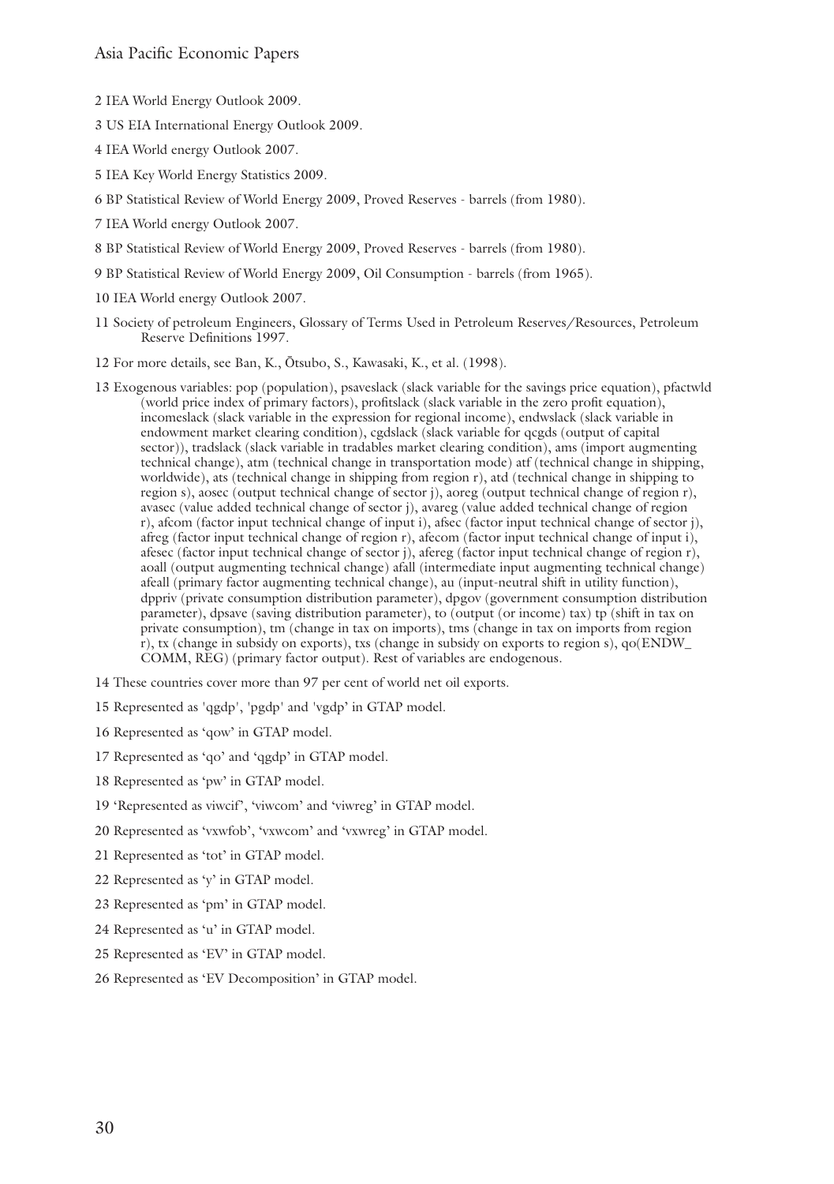2 IEA World Energy Outlook 2009.

3 US EIA International Energy Outlook 2009.

4 IEA World energy Outlook 2007.

5 IEA Key World Energy Statistics 2009.

6 BP Statistical Review of World Energy 2009, Proved Reserves - barrels (from 1980).

7 IEA World energy Outlook 2007.

8 BP Statistical Review of World Energy 2009, Proved Reserves - barrels (from 1980).

9 BP Statistical Review of World Energy 2009, Oil Consumption - barrels (from 1965).

10 IEA World energy Outlook 2007.

11 Society of petroleum Engineers, Glossary of Terms Used in Petroleum Reserves/Resources, Petroleum Reserve Definitions 1997.

12 For more details, see Ban, K., Ōtsubo, S., Kawasaki, K., et al. (1998).

13 Exogenous variables: pop (population), psaveslack (slack variable for the savings price equation), pfactwld (world price index of primary factors), profitslack (slack variable in the zero profit equation), incomeslack (slack variable in the expression for regional income), endwslack (slack variable in endowment market clearing condition), cgdslack (slack variable for qcgds (output of capital sector)), tradslack (slack variable in tradables market clearing condition), ams (import augmenting technical change), atm (technical change in transportation mode) atf (technical change in shipping, worldwide), ats (technical change in shipping from region r), atd (technical change in shipping to region s), aosec (output technical change of sector j), aoreg (output technical change of region r), avasec (value added technical change of sector j), avareg (value added technical change of region r), afcom (factor input technical change of input i), afsec (factor input technical change of sector j), afreg (factor input technical change of region r), afecom (factor input technical change of input i), afesec (factor input technical change of sector j), afereg (factor input technical change of region r), aoall (output augmenting technical change) afall (intermediate input augmenting technical change) afeall (primary factor augmenting technical change), au (input-neutral shift in utility function), dppriv (private consumption distribution parameter), dpgov (government consumption distribution parameter), dpsave (saving distribution parameter), to (output (or income) tax) tp (shift in tax on private consumption), tm (change in tax on imports), tms (change in tax on imports from region r), tx (change in subsidy on exports), txs (change in subsidy on exports to region s), qo(ENDW_COMM, REG) (primary factor output). Rest of variables are endogenous.

14 These countries cover more than 97 per cent of world net oil exports.

15 Represented as 'qgdp', 'pgdp' and 'vgdp' in GTAP model.

16 Represented as 'qow' in GTAP model.

17 Represented as 'qo' and 'qgdp' in GTAP model.

18 Represented as 'pw' in GTAP model.

19 'Represented as viwcif', 'viwcom' and 'viwreg' in GTAP model.

20 Represented as 'vxwfob', 'vxwcom' and 'vxwreg' in GTAP model.

21 Represented as 'tot' in GTAP model.

22 Represented as 'y' in GTAP model.

23 Represented as 'pm' in GTAP model.

24 Represented as 'u' in GTAP model.

25 Represented as 'EV' in GTAP model.

26 Represented as 'EV Decomposition' in GTAP model.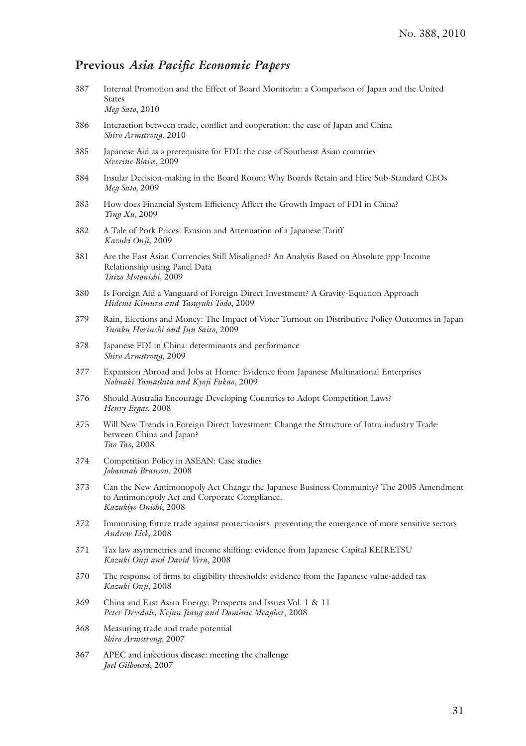## Previous *Asia Pacific Economic Papers*

387 Internal Promotion and the Effect of Board Monitorin: a Comparison of Japan and the United States
*Meg Sato*, 2010

386 Interaction between trade, conflict and cooperation: the case of Japan and China
*Shiro Armstrong*, 2010

385 Japanese Aid as a prerequisite for FDI: the case of Southeast Asian countries
*Séverine Blaise*, 2009

384 Insular Decision-making in the Board Room: Why Boards Retain and Hire Sub-Standard CEOs
*Meg Sato,* 2009

383 How does Financial System Efficiency Affect the Growth Impact of FDI in China?
*Ying Xu,* 2009

382 A Tale of Pork Prices: Evasion and Attenuation of a Japanese Tariff
*Kazuki Onji,* 2009

381 Are the East Asian Currencies Still Misaligned? An Analysis Based on Absolute ppp-Income Relationship using Panel Data
*Taizo Motonishi,* 2009

380 Is Foreign Aid a Vanguard of Foreign Direct Investment? A Gravity-Equation Approach
*Hidemi Kimura and Yasuyuki Todo*, 2009

379 Rain, Elections and Money: The Impact of Voter Turnout on Distributive Policy Outcomes in Japan
*Yusaku Horiuchi and Jun Saito*, 2009

378 Japanese FDI in China: determinants and performance
*Shiro Armstrong*, 2009

377 Expansion Abroad and Jobs at Home: Evidence from Japanese Multinational Enterprises
*Nobuaki Yamashita and Kyoji Fukao*, 2009

376 Should Australia Encourage Developing Countries to Adopt Competition Laws?
*Henry Ergas*, 2008

375 Will New Trends in Foreign Direct Investment Change the Structure of Intra-industry Trade between China and Japan?
*Tao Tao,* 2008

374 Competition Policy in ASEAN: Case studies
*Johannah Branson*, 2008

373 Can the New Antimonopoly Act Change the Japanese Business Community? The 2005 Amendment to Antimonopoly Act and Corporate Compliance.
*Kazukiyo Onishi*, 2008

372 Immunising future trade against protectionists: preventing the emergence of more sensitive sectors
*Andrew Elek,* 2008

371 Tax law asymmetries and income shifting: evidence from Japanese Capital KEIRETSU
*Kazuki Onji and David Vera,* 2008

370 The response of firms to eligibility thresholds: evidence from the Japanese value-added tax
*Kazuki Onji,* 2008

369 China and East Asian Energy: Prospects and Issues Vol. 1 & 11
*Peter Drysdale, Kejun Jiang and Dominic Meagher*, 2008

368 Measuring trade and trade potential
*Shiro Armstrong,* 2007

367 APEC and infectious disease: meeting the challenge
*Joel Gilbourd*, 2007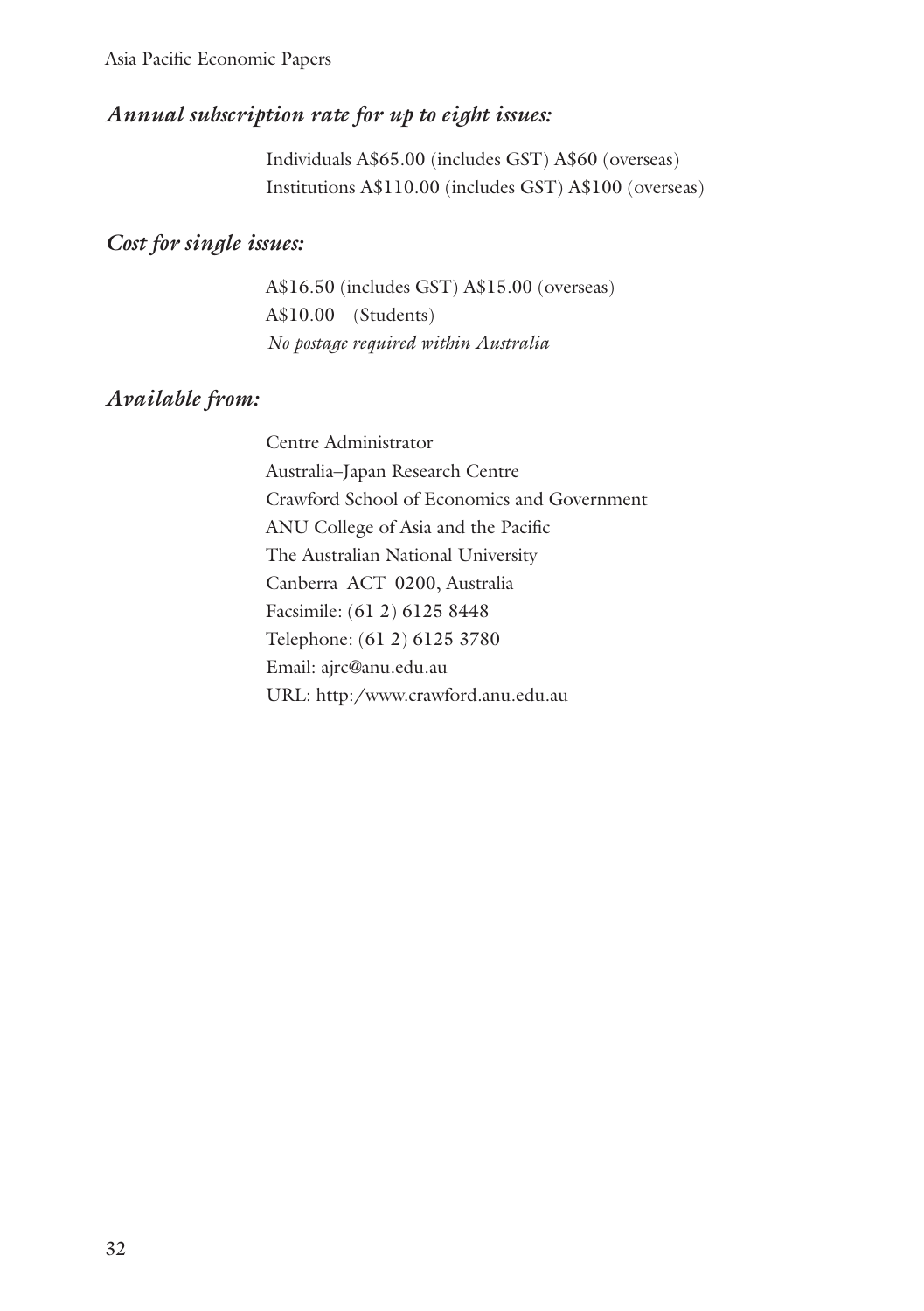### *Annual subscription rate for up to eight issues:*

Individuals A$65.00 (includes GST) A$60 (overseas)
Institutions A$110.00 (includes GST) A$100 (overseas)

### *Cost for single issues:*

A$16.50 (includes GST) A$15.00 (overseas)
A$10.00 (Students)
*No postage required within Australia*

### *Available from:*

Centre Administrator
Australia–Japan Research Centre
Crawford School of Economics and Government
ANU College of Asia and the Pacific
The Australian National University
Canberra ACT 0200, Australia
Facsimile: (61 2) 6125 8448
Telephone: (61 2) 6125 3780
Email: ajrc@anu.edu.au
URL: http:/www.crawford.anu.edu.au